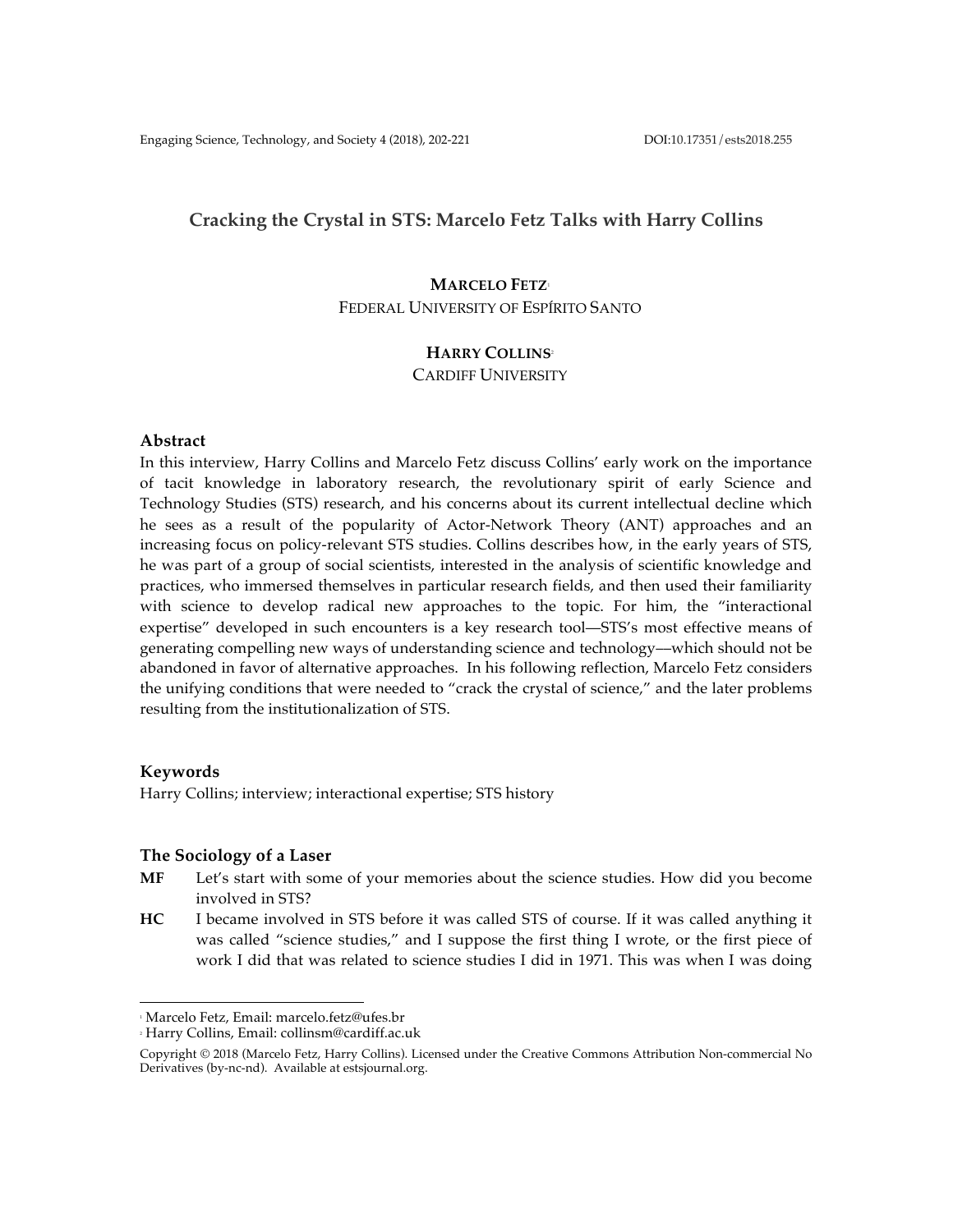# Cracking the Crystal in STS: Marcelo Fetz Talks with Harry Collins

**MARCELO FETZ**[1]
FEDERAL UNIVERSITY OF ESPÍRITO SANTO

**HARRY COLLINS**[2]
CARDIFF UNIVERSITY

### Abstract

In this interview, Harry Collins and Marcelo Fetz discuss Collins' early work on the importance of tacit knowledge in laboratory research, the revolutionary spirit of early Science and Technology Studies (STS) research, and his concerns about its current intellectual decline which he sees as a result of the popularity of Actor-Network Theory (ANT) approaches and an increasing focus on policy-relevant STS studies. Collins describes how, in the early years of STS, he was part of a group of social scientists, interested in the analysis of scientific knowledge and practices, who immersed themselves in particular research fields, and then used their familiarity with science to develop radical new approaches to the topic. For him, the "interactional expertise" developed in such encounters is a key research tool—STS's most effective means of generating compelling new ways of understanding science and technology—which should not be abandoned in favor of alternative approaches. In his following reflection, Marcelo Fetz considers the unifying conditions that were needed to "crack the crystal of science," and the later problems resulting from the institutionalization of STS.

### Keywords

Harry Collins; interview; interactional expertise; STS history

### The Sociology of a Laser

**MF** Let's start with some of your memories about the science studies. How did you become involved in STS?

**HC** I became involved in STS before it was called STS of course. If it was called anything it was called "science studies," and I suppose the first thing I wrote, or the first piece of work I did that was related to science studies I did in 1971. This was when I was doing

---

[1] Marcelo Fetz, Email: marcelo.fetz@ufes.br

[2] Harry Collins, Email: collinsm@cardiff.ac.uk

Copyright © 2018 (Marcelo Fetz, Harry Collins). Licensed under the Creative Commons Attribution Non-commercial No Derivatives (by-nc-nd). Available at estsjournal.org.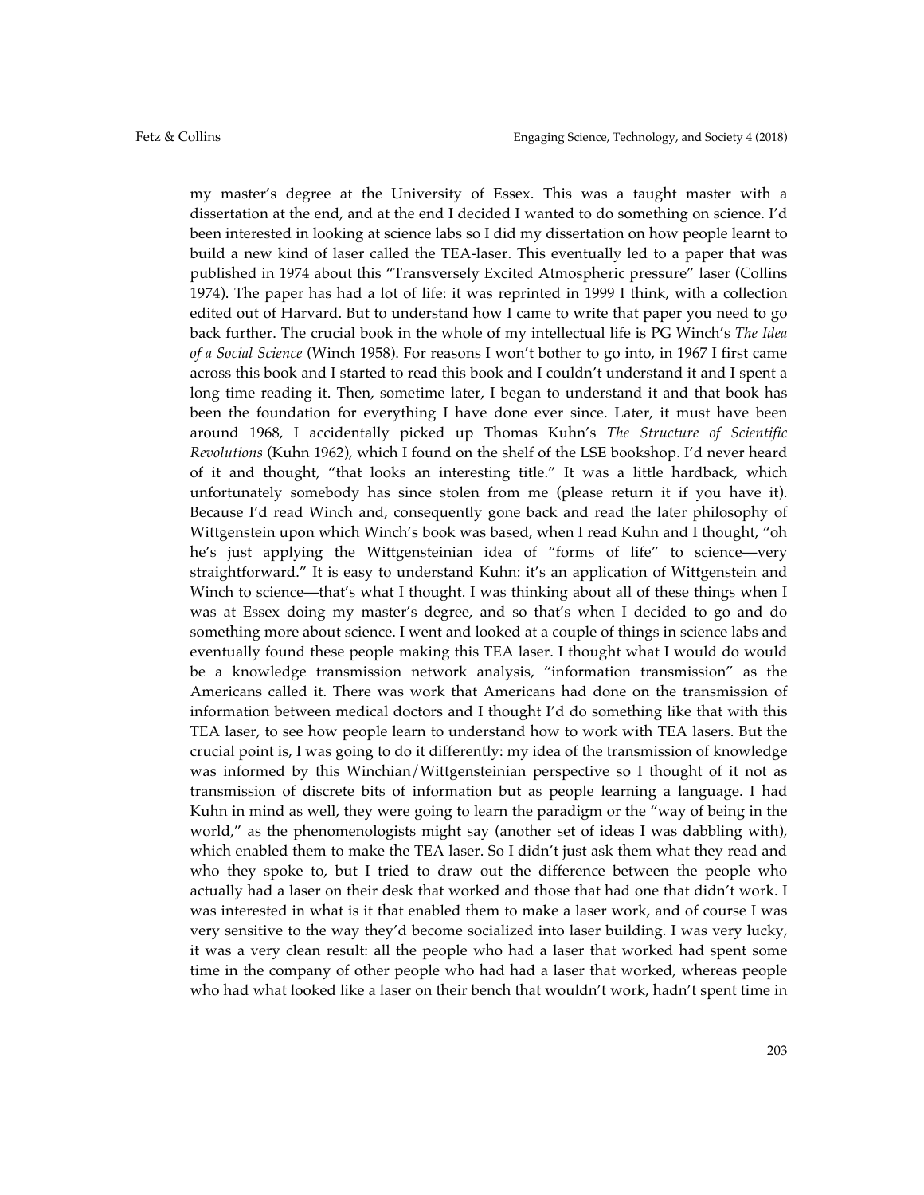my master's degree at the University of Essex. This was a taught master with a dissertation at the end, and at the end I decided I wanted to do something on science. I'd been interested in looking at science labs so I did my dissertation on how people learnt to build a new kind of laser called the TEA-laser. This eventually led to a paper that was published in 1974 about this "Transversely Excited Atmospheric pressure" laser (Collins 1974). The paper has had a lot of life: it was reprinted in 1999 I think, with a collection edited out of Harvard. But to understand how I came to write that paper you need to go back further. The crucial book in the whole of my intellectual life is PG Winch's *The Idea of a Social Science* (Winch 1958). For reasons I won't bother to go into, in 1967 I first came across this book and I started to read this book and I couldn't understand it and I spent a long time reading it. Then, sometime later, I began to understand it and that book has been the foundation for everything I have done ever since. Later, it must have been around 1968, I accidentally picked up Thomas Kuhn's *The Structure of Scientific Revolutions* (Kuhn 1962), which I found on the shelf of the LSE bookshop. I'd never heard of it and thought, "that looks an interesting title." It was a little hardback, which unfortunately somebody has since stolen from me (please return it if you have it). Because I'd read Winch and, consequently gone back and read the later philosophy of Wittgenstein upon which Winch's book was based, when I read Kuhn and I thought, "oh he's just applying the Wittgensteinian idea of "forms of life" to science—very straightforward." It is easy to understand Kuhn: it's an application of Wittgenstein and Winch to science—that's what I thought. I was thinking about all of these things when I was at Essex doing my master's degree, and so that's when I decided to go and do something more about science. I went and looked at a couple of things in science labs and eventually found these people making this TEA laser. I thought what I would do would be a knowledge transmission network analysis, "information transmission" as the Americans called it. There was work that Americans had done on the transmission of information between medical doctors and I thought I'd do something like that with this TEA laser, to see how people learn to understand how to work with TEA lasers. But the crucial point is, I was going to do it differently: my idea of the transmission of knowledge was informed by this Winchian/Wittgensteinian perspective so I thought of it not as transmission of discrete bits of information but as people learning a language. I had Kuhn in mind as well, they were going to learn the paradigm or the "way of being in the world," as the phenomenologists might say (another set of ideas I was dabbling with), which enabled them to make the TEA laser. So I didn't just ask them what they read and who they spoke to, but I tried to draw out the difference between the people who actually had a laser on their desk that worked and those that had one that didn't work. I was interested in what is it that enabled them to make a laser work, and of course I was very sensitive to the way they'd become socialized into laser building. I was very lucky, it was a very clean result: all the people who had a laser that worked had spent some time in the company of other people who had had a laser that worked, whereas people who had what looked like a laser on their bench that wouldn't work, hadn't spent time in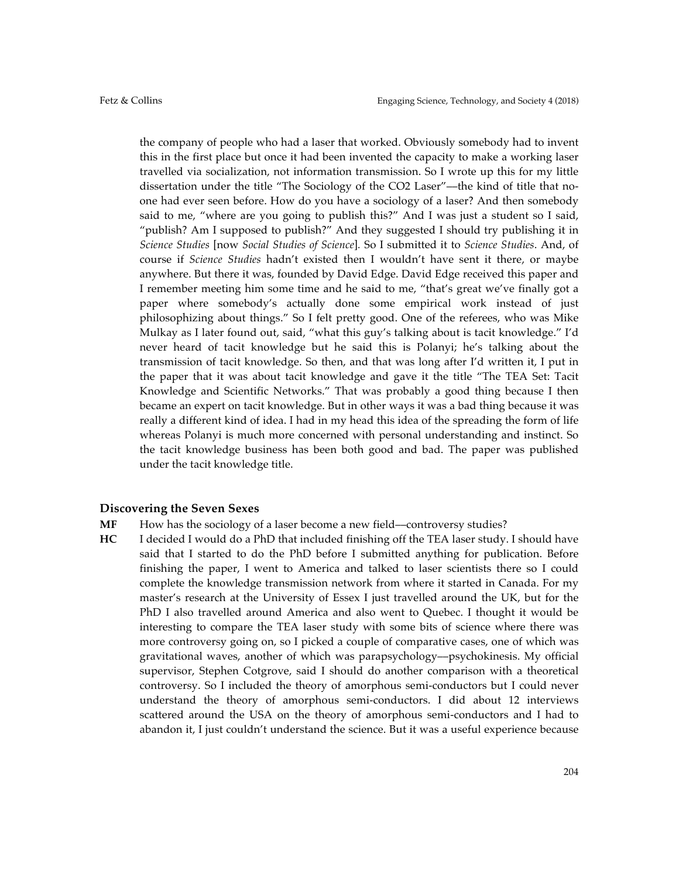the company of people who had a laser that worked. Obviously somebody had to invent this in the first place but once it had been invented the capacity to make a working laser travelled via socialization, not information transmission. So I wrote up this for my little dissertation under the title "The Sociology of the CO2 Laser"—the kind of title that no-one had ever seen before. How do you have a sociology of a laser? And then somebody said to me, "where are you going to publish this?" And I was just a student so I said, "publish? Am I supposed to publish?" And they suggested I should try publishing it in *Science Studies* [now *Social Studies of Science*]. So I submitted it to *Science Studies*. And, of course if *Science Studies* hadn't existed then I wouldn't have sent it there, or maybe anywhere. But there it was, founded by David Edge. David Edge received this paper and I remember meeting him some time and he said to me, "that's great we've finally got a paper where somebody's actually done some empirical work instead of just philosophizing about things." So I felt pretty good. One of the referees, who was Mike Mulkay as I later found out, said, "what this guy's talking about is tacit knowledge." I'd never heard of tacit knowledge but he said this is Polanyi; he's talking about the transmission of tacit knowledge. So then, and that was long after I'd written it, I put in the paper that it was about tacit knowledge and gave it the title "The TEA Set: Tacit Knowledge and Scientific Networks." That was probably a good thing because I then became an expert on tacit knowledge. But in other ways it was a bad thing because it was really a different kind of idea. I had in my head this idea of the spreading the form of life whereas Polanyi is much more concerned with personal understanding and instinct. So the tacit knowledge business has been both good and bad. The paper was published under the tacit knowledge title.

### Discovering the Seven Sexes

**MF** How has the sociology of a laser become a new field—controversy studies?

**HC** I decided I would do a PhD that included finishing off the TEA laser study. I should have said that I started to do the PhD before I submitted anything for publication. Before finishing the paper, I went to America and talked to laser scientists there so I could complete the knowledge transmission network from where it started in Canada. For my master's research at the University of Essex I just travelled around the UK, but for the PhD I also travelled around America and also went to Quebec. I thought it would be interesting to compare the TEA laser study with some bits of science where there was more controversy going on, so I picked a couple of comparative cases, one of which was gravitational waves, another of which was parapsychology—psychokinesis. My official supervisor, Stephen Cotgrove, said I should do another comparison with a theoretical controversy. So I included the theory of amorphous semi-conductors but I could never understand the theory of amorphous semi-conductors. I did about 12 interviews scattered around the USA on the theory of amorphous semi-conductors and I had to abandon it, I just couldn't understand the science. But it was a useful experience because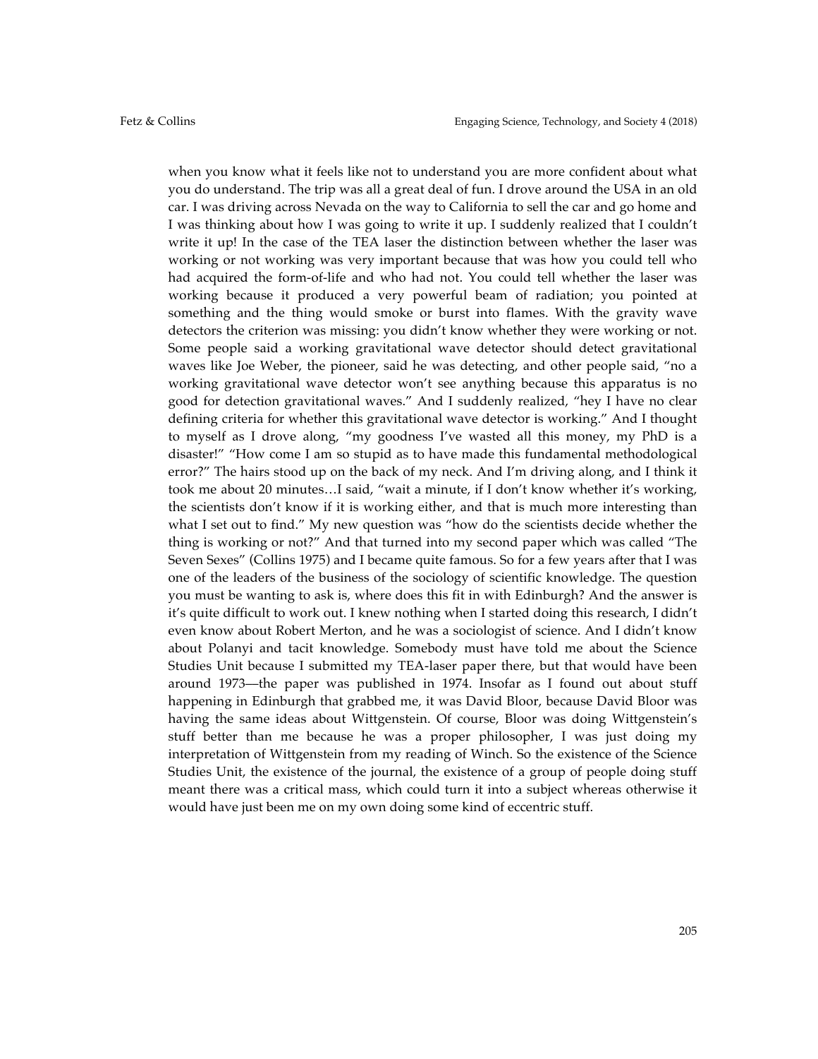when you know what it feels like not to understand you are more confident about what you do understand. The trip was all a great deal of fun. I drove around the USA in an old car. I was driving across Nevada on the way to California to sell the car and go home and I was thinking about how I was going to write it up. I suddenly realized that I couldn't write it up! In the case of the TEA laser the distinction between whether the laser was working or not working was very important because that was how you could tell who had acquired the form-of-life and who had not. You could tell whether the laser was working because it produced a very powerful beam of radiation; you pointed at something and the thing would smoke or burst into flames. With the gravity wave detectors the criterion was missing: you didn't know whether they were working or not. Some people said a working gravitational wave detector should detect gravitational waves like Joe Weber, the pioneer, said he was detecting, and other people said, "no a working gravitational wave detector won't see anything because this apparatus is no good for detection gravitational waves." And I suddenly realized, "hey I have no clear defining criteria for whether this gravitational wave detector is working." And I thought to myself as I drove along, "my goodness I've wasted all this money, my PhD is a disaster!" "How come I am so stupid as to have made this fundamental methodological error?" The hairs stood up on the back of my neck. And I'm driving along, and I think it took me about 20 minutes…I said, "wait a minute, if I don't know whether it's working, the scientists don't know if it is working either, and that is much more interesting than what I set out to find." My new question was "how do the scientists decide whether the thing is working or not?" And that turned into my second paper which was called "The Seven Sexes" (Collins 1975) and I became quite famous. So for a few years after that I was one of the leaders of the business of the sociology of scientific knowledge. The question you must be wanting to ask is, where does this fit in with Edinburgh? And the answer is it's quite difficult to work out. I knew nothing when I started doing this research, I didn't even know about Robert Merton, and he was a sociologist of science. And I didn't know about Polanyi and tacit knowledge. Somebody must have told me about the Science Studies Unit because I submitted my TEA-laser paper there, but that would have been around 1973—the paper was published in 1974. Insofar as I found out about stuff happening in Edinburgh that grabbed me, it was David Bloor, because David Bloor was having the same ideas about Wittgenstein. Of course, Bloor was doing Wittgenstein's stuff better than me because he was a proper philosopher, I was just doing my interpretation of Wittgenstein from my reading of Winch. So the existence of the Science Studies Unit, the existence of the journal, the existence of a group of people doing stuff meant there was a critical mass, which could turn it into a subject whereas otherwise it would have just been me on my own doing some kind of eccentric stuff.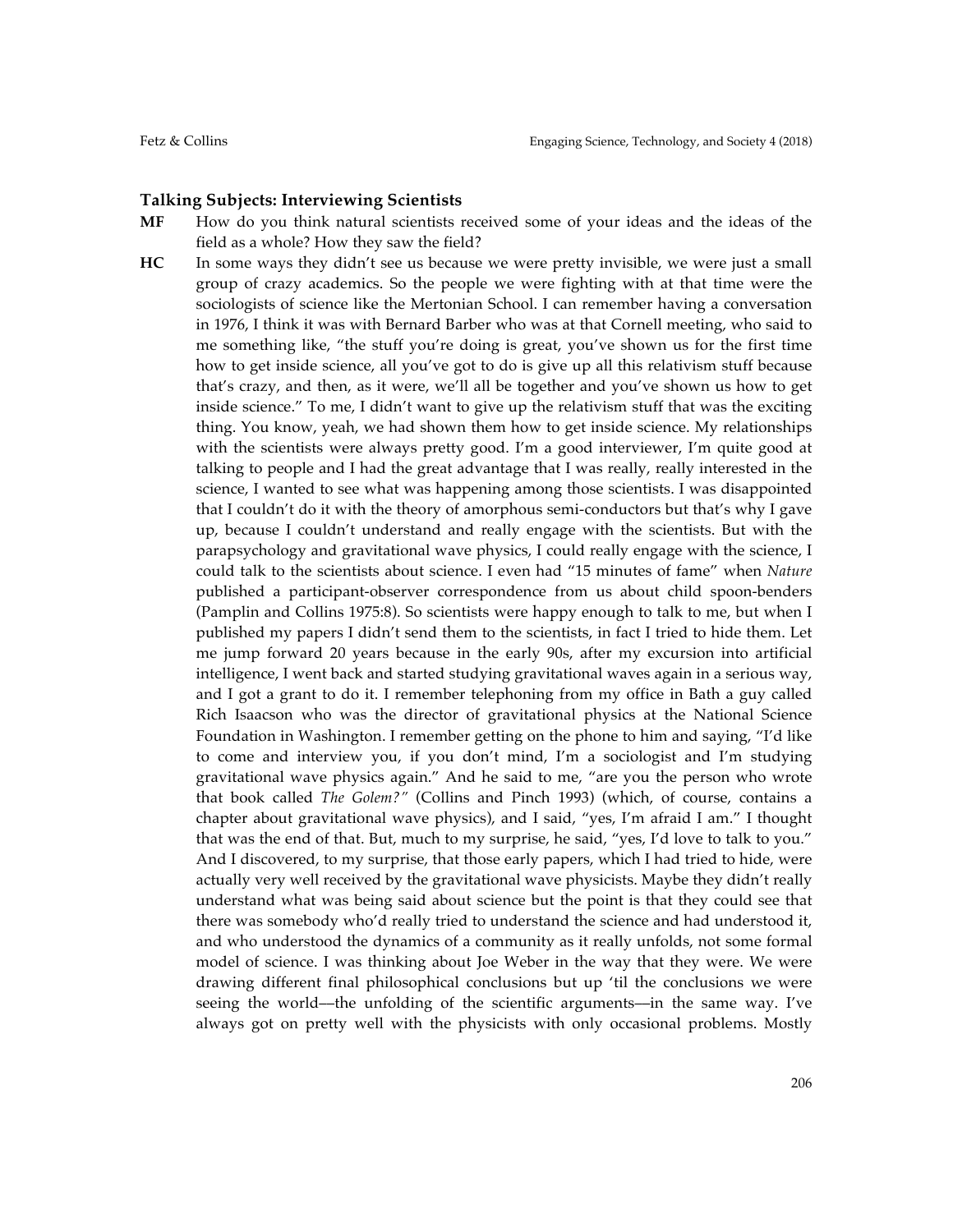### Talking Subjects: Interviewing Scientists

**MF** How do you think natural scientists received some of your ideas and the ideas of the field as a whole? How they saw the field?

**HC** In some ways they didn't see us because we were pretty invisible, we were just a small group of crazy academics. So the people we were fighting with at that time were the sociologists of science like the Mertonian School. I can remember having a conversation in 1976, I think it was with Bernard Barber who was at that Cornell meeting, who said to me something like, "the stuff you're doing is great, you've shown us for the first time how to get inside science, all you've got to do is give up all this relativism stuff because that's crazy, and then, as it were, we'll all be together and you've shown us how to get inside science." To me, I didn't want to give up the relativism stuff that was the exciting thing. You know, yeah, we had shown them how to get inside science. My relationships with the scientists were always pretty good. I'm a good interviewer, I'm quite good at talking to people and I had the great advantage that I was really, really interested in the science, I wanted to see what was happening among those scientists. I was disappointed that I couldn't do it with the theory of amorphous semi-conductors but that's why I gave up, because I couldn't understand and really engage with the scientists. But with the parapsychology and gravitational wave physics, I could really engage with the science, I could talk to the scientists about science. I even had "15 minutes of fame" when *Nature* published a participant-observer correspondence from us about child spoon-benders (Pamplin and Collins 1975:8). So scientists were happy enough to talk to me, but when I published my papers I didn't send them to the scientists, in fact I tried to hide them. Let me jump forward 20 years because in the early 90s, after my excursion into artificial intelligence, I went back and started studying gravitational waves again in a serious way, and I got a grant to do it. I remember telephoning from my office in Bath a guy called Rich Isaacson who was the director of gravitational physics at the National Science Foundation in Washington. I remember getting on the phone to him and saying, "I'd like to come and interview you, if you don't mind, I'm a sociologist and I'm studying gravitational wave physics again." And he said to me, "are you the person who wrote that book called *The Golem?"* (Collins and Pinch 1993) (which, of course, contains a chapter about gravitational wave physics), and I said, "yes, I'm afraid I am." I thought that was the end of that. But, much to my surprise, he said, "yes, I'd love to talk to you." And I discovered, to my surprise, that those early papers, which I had tried to hide, were actually very well received by the gravitational wave physicists. Maybe they didn't really understand what was being said about science but the point is that they could see that there was somebody who'd really tried to understand the science and had understood it, and who understood the dynamics of a community as it really unfolds, not some formal model of science. I was thinking about Joe Weber in the way that they were. We were drawing different final philosophical conclusions but up 'til the conclusions we were seeing the world—the unfolding of the scientific arguments—in the same way. I've always got on pretty well with the physicists with only occasional problems. Mostly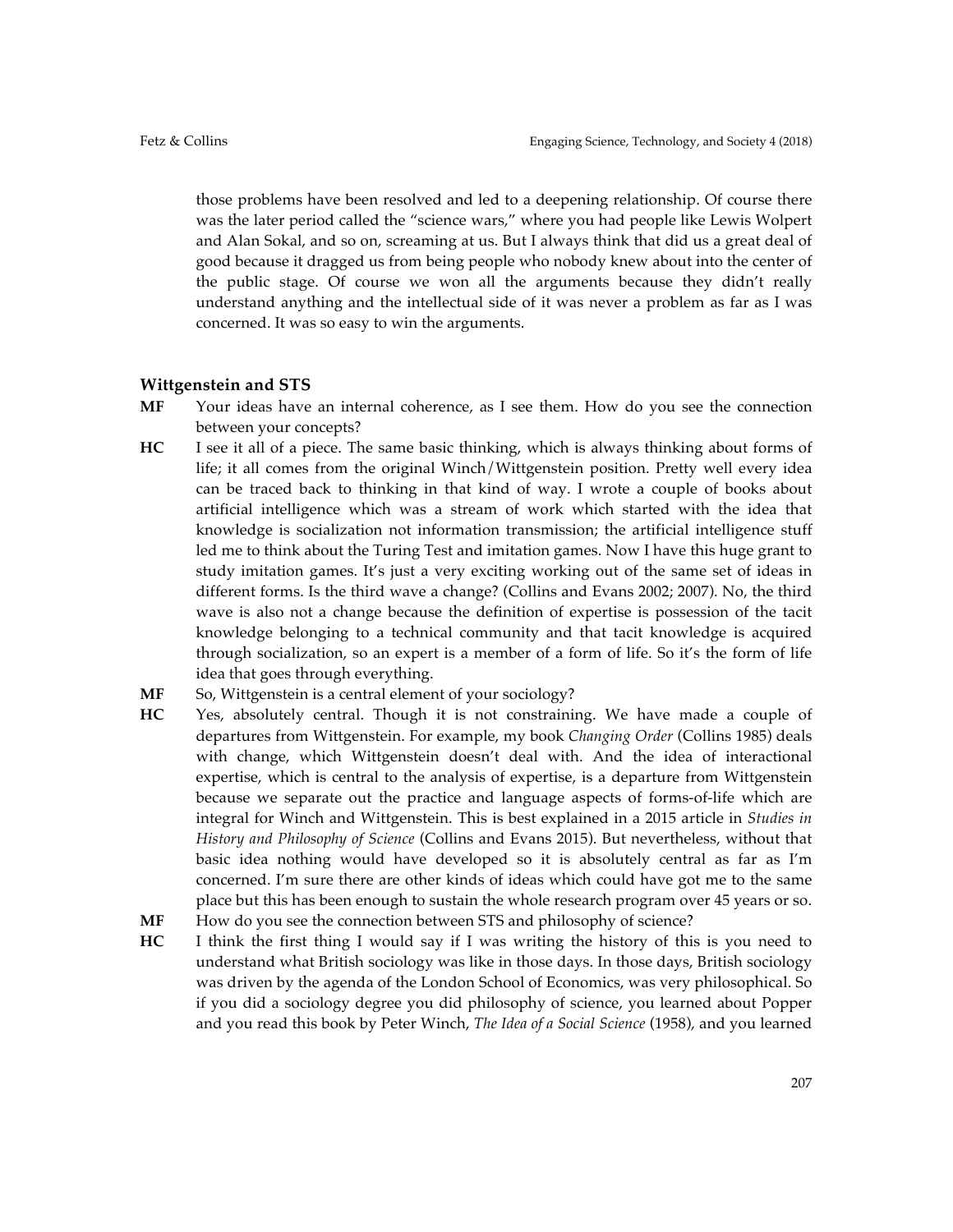those problems have been resolved and led to a deepening relationship. Of course there was the later period called the "science wars," where you had people like Lewis Wolpert and Alan Sokal, and so on, screaming at us. But I always think that did us a great deal of good because it dragged us from being people who nobody knew about into the center of the public stage. Of course we won all the arguments because they didn't really understand anything and the intellectual side of it was never a problem as far as I was concerned. It was so easy to win the arguments.

### Wittgenstein and STS

**MF** Your ideas have an internal coherence, as I see them. How do you see the connection between your concepts?

**HC** I see it all of a piece. The same basic thinking, which is always thinking about forms of life; it all comes from the original Winch/Wittgenstein position. Pretty well every idea can be traced back to thinking in that kind of way. I wrote a couple of books about artificial intelligence which was a stream of work which started with the idea that knowledge is socialization not information transmission; the artificial intelligence stuff led me to think about the Turing Test and imitation games. Now I have this huge grant to study imitation games. It's just a very exciting working out of the same set of ideas in different forms. Is the third wave a change? (Collins and Evans 2002; 2007). No, the third wave is also not a change because the definition of expertise is possession of the tacit knowledge belonging to a technical community and that tacit knowledge is acquired through socialization, so an expert is a member of a form of life. So it's the form of life idea that goes through everything.

**MF** So, Wittgenstein is a central element of your sociology?

**HC** Yes, absolutely central. Though it is not constraining. We have made a couple of departures from Wittgenstein. For example, my book *Changing Order* (Collins 1985) deals with change, which Wittgenstein doesn't deal with. And the idea of interactional expertise, which is central to the analysis of expertise, is a departure from Wittgenstein because we separate out the practice and language aspects of forms-of-life which are integral for Winch and Wittgenstein. This is best explained in a 2015 article in *Studies in History and Philosophy of Science* (Collins and Evans 2015). But nevertheless, without that basic idea nothing would have developed so it is absolutely central as far as I'm concerned. I'm sure there are other kinds of ideas which could have got me to the same place but this has been enough to sustain the whole research program over 45 years or so.

**MF** How do you see the connection between STS and philosophy of science?

**HC** I think the first thing I would say if I was writing the history of this is you need to understand what British sociology was like in those days. In those days, British sociology was driven by the agenda of the London School of Economics, was very philosophical. So if you did a sociology degree you did philosophy of science, you learned about Popper and you read this book by Peter Winch, *The Idea of a Social Science* (1958), and you learned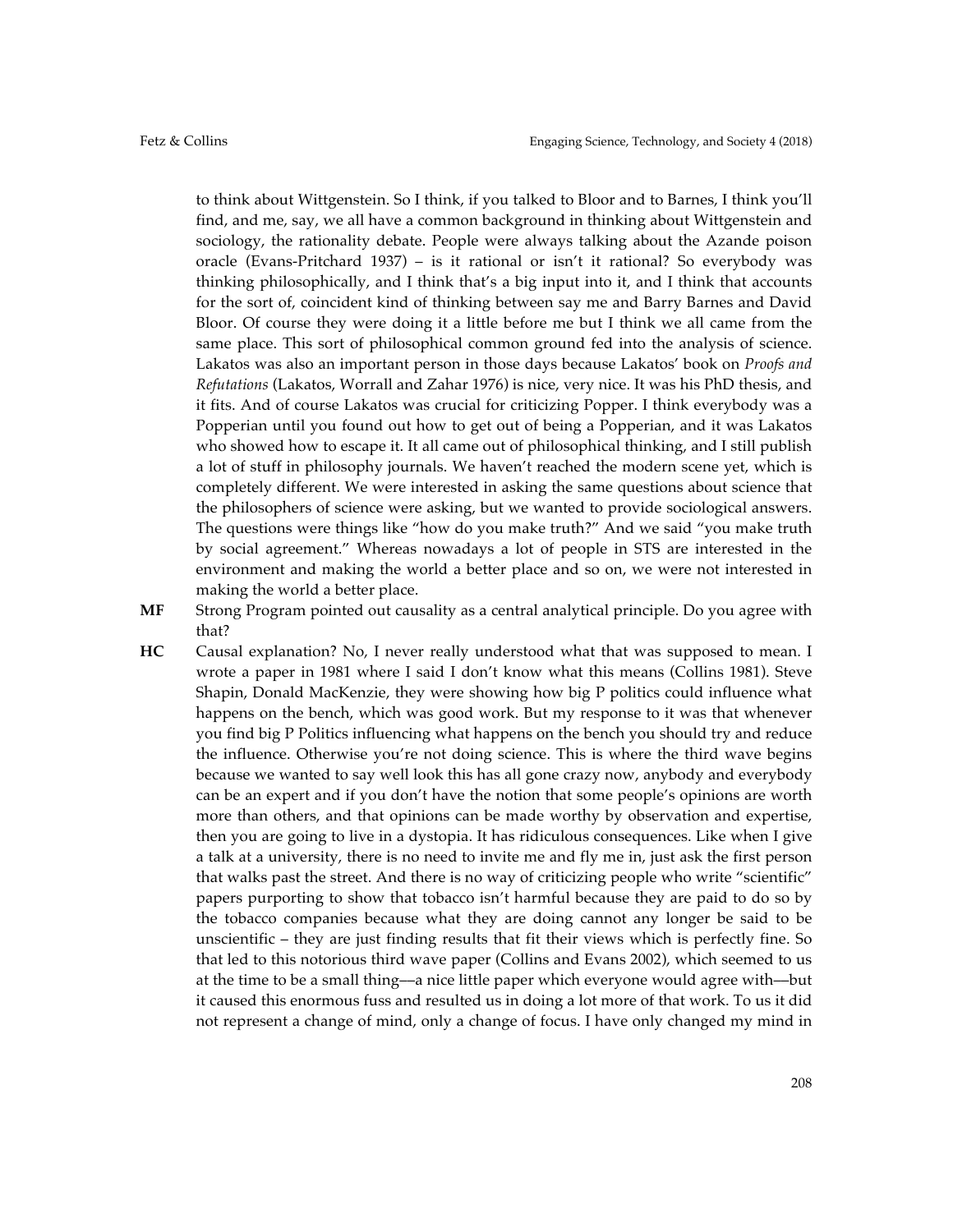to think about Wittgenstein. So I think, if you talked to Bloor and to Barnes, I think you'll find, and me, say, we all have a common background in thinking about Wittgenstein and sociology, the rationality debate. People were always talking about the Azande poison oracle (Evans-Pritchard 1937) – is it rational or isn't it rational? So everybody was thinking philosophically, and I think that's a big input into it, and I think that accounts for the sort of, coincident kind of thinking between say me and Barry Barnes and David Bloor. Of course they were doing it a little before me but I think we all came from the same place. This sort of philosophical common ground fed into the analysis of science. Lakatos was also an important person in those days because Lakatos' book on *Proofs and Refutations* (Lakatos, Worrall and Zahar 1976) is nice, very nice. It was his PhD thesis, and it fits. And of course Lakatos was crucial for criticizing Popper. I think everybody was a Popperian until you found out how to get out of being a Popperian, and it was Lakatos who showed how to escape it. It all came out of philosophical thinking, and I still publish a lot of stuff in philosophy journals. We haven't reached the modern scene yet, which is completely different. We were interested in asking the same questions about science that the philosophers of science were asking, but we wanted to provide sociological answers. The questions were things like "how do you make truth?" And we said "you make truth by social agreement." Whereas nowadays a lot of people in STS are interested in the environment and making the world a better place and so on, we were not interested in making the world a better place.

**MF** Strong Program pointed out causality as a central analytical principle. Do you agree with that?

**HC** Causal explanation? No, I never really understood what that was supposed to mean. I wrote a paper in 1981 where I said I don't know what this means (Collins 1981). Steve Shapin, Donald MacKenzie, they were showing how big P politics could influence what happens on the bench, which was good work. But my response to it was that whenever you find big P Politics influencing what happens on the bench you should try and reduce the influence. Otherwise you're not doing science. This is where the third wave begins because we wanted to say well look this has all gone crazy now, anybody and everybody can be an expert and if you don't have the notion that some people's opinions are worth more than others, and that opinions can be made worthy by observation and expertise, then you are going to live in a dystopia. It has ridiculous consequences. Like when I give a talk at a university, there is no need to invite me and fly me in, just ask the first person that walks past the street. And there is no way of criticizing people who write "scientific" papers purporting to show that tobacco isn't harmful because they are paid to do so by the tobacco companies because what they are doing cannot any longer be said to be unscientific – they are just finding results that fit their views which is perfectly fine. So that led to this notorious third wave paper (Collins and Evans 2002), which seemed to us at the time to be a small thing—a nice little paper which everyone would agree with—but it caused this enormous fuss and resulted us in doing a lot more of that work. To us it did not represent a change of mind, only a change of focus. I have only changed my mind in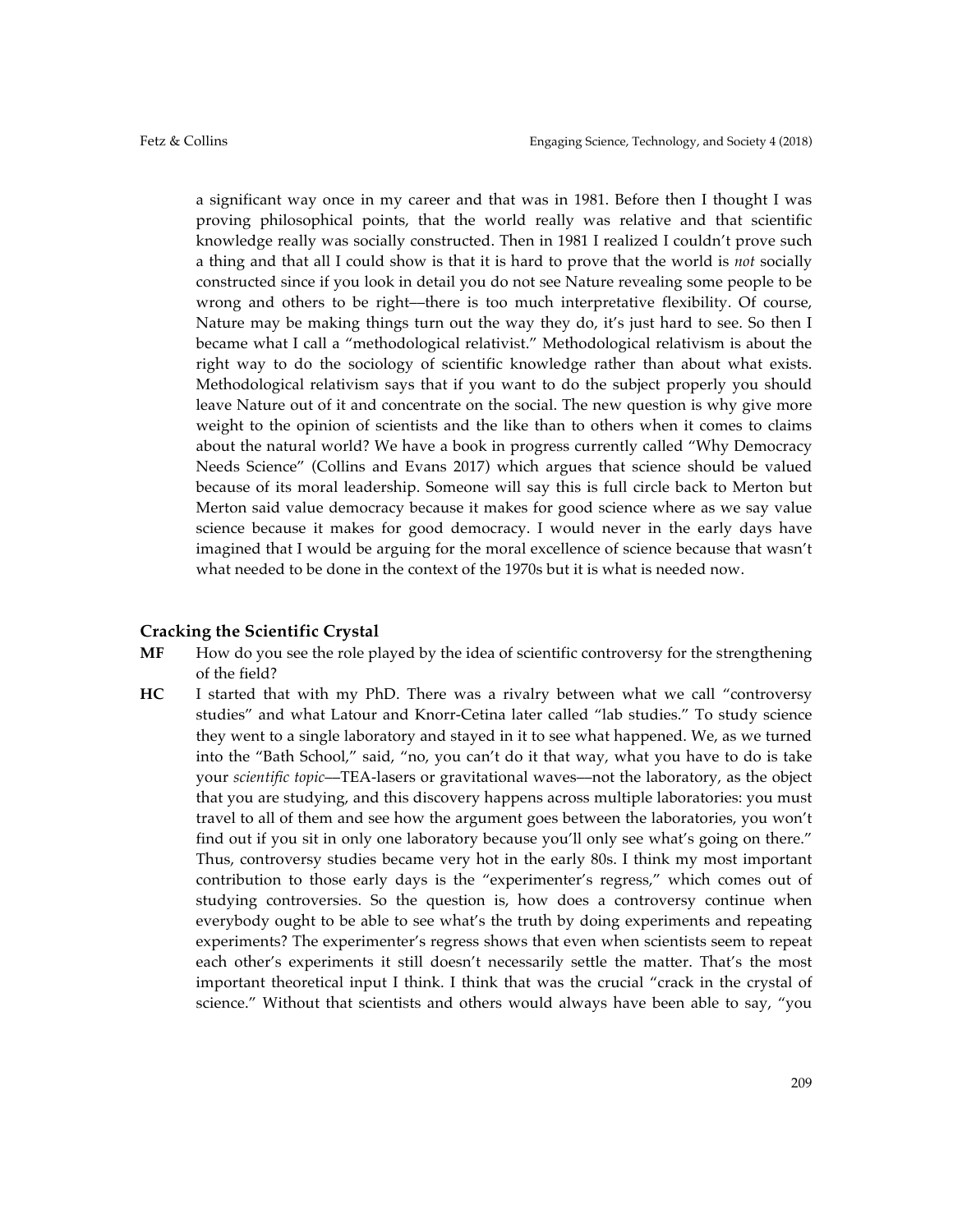a significant way once in my career and that was in 1981. Before then I thought I was proving philosophical points, that the world really was relative and that scientific knowledge really was socially constructed. Then in 1981 I realized I couldn't prove such a thing and that all I could show is that it is hard to prove that the world is *not* socially constructed since if you look in detail you do not see Nature revealing some people to be wrong and others to be right—there is too much interpretative flexibility. Of course, Nature may be making things turn out the way they do, it's just hard to see. So then I became what I call a "methodological relativist." Methodological relativism is about the right way to do the sociology of scientific knowledge rather than about what exists. Methodological relativism says that if you want to do the subject properly you should leave Nature out of it and concentrate on the social. The new question is why give more weight to the opinion of scientists and the like than to others when it comes to claims about the natural world? We have a book in progress currently called "Why Democracy Needs Science" (Collins and Evans 2017) which argues that science should be valued because of its moral leadership. Someone will say this is full circle back to Merton but Merton said value democracy because it makes for good science where as we say value science because it makes for good democracy. I would never in the early days have imagined that I would be arguing for the moral excellence of science because that wasn't what needed to be done in the context of the 1970s but it is what is needed now.

### Cracking the Scientific Crystal

**MF** How do you see the role played by the idea of scientific controversy for the strengthening of the field?

**HC** I started that with my PhD. There was a rivalry between what we call "controversy studies" and what Latour and Knorr-Cetina later called "lab studies." To study science they went to a single laboratory and stayed in it to see what happened. We, as we turned into the "Bath School," said, "no, you can't do it that way, what you have to do is take your *scientific topic*—TEA-lasers or gravitational waves—not the laboratory, as the object that you are studying, and this discovery happens across multiple laboratories: you must travel to all of them and see how the argument goes between the laboratories, you won't find out if you sit in only one laboratory because you'll only see what's going on there." Thus, controversy studies became very hot in the early 80s. I think my most important contribution to those early days is the "experimenter's regress," which comes out of studying controversies. So the question is, how does a controversy continue when everybody ought to be able to see what's the truth by doing experiments and repeating experiments? The experimenter's regress shows that even when scientists seem to repeat each other's experiments it still doesn't necessarily settle the matter. That's the most important theoretical input I think. I think that was the crucial "crack in the crystal of science." Without that scientists and others would always have been able to say, "you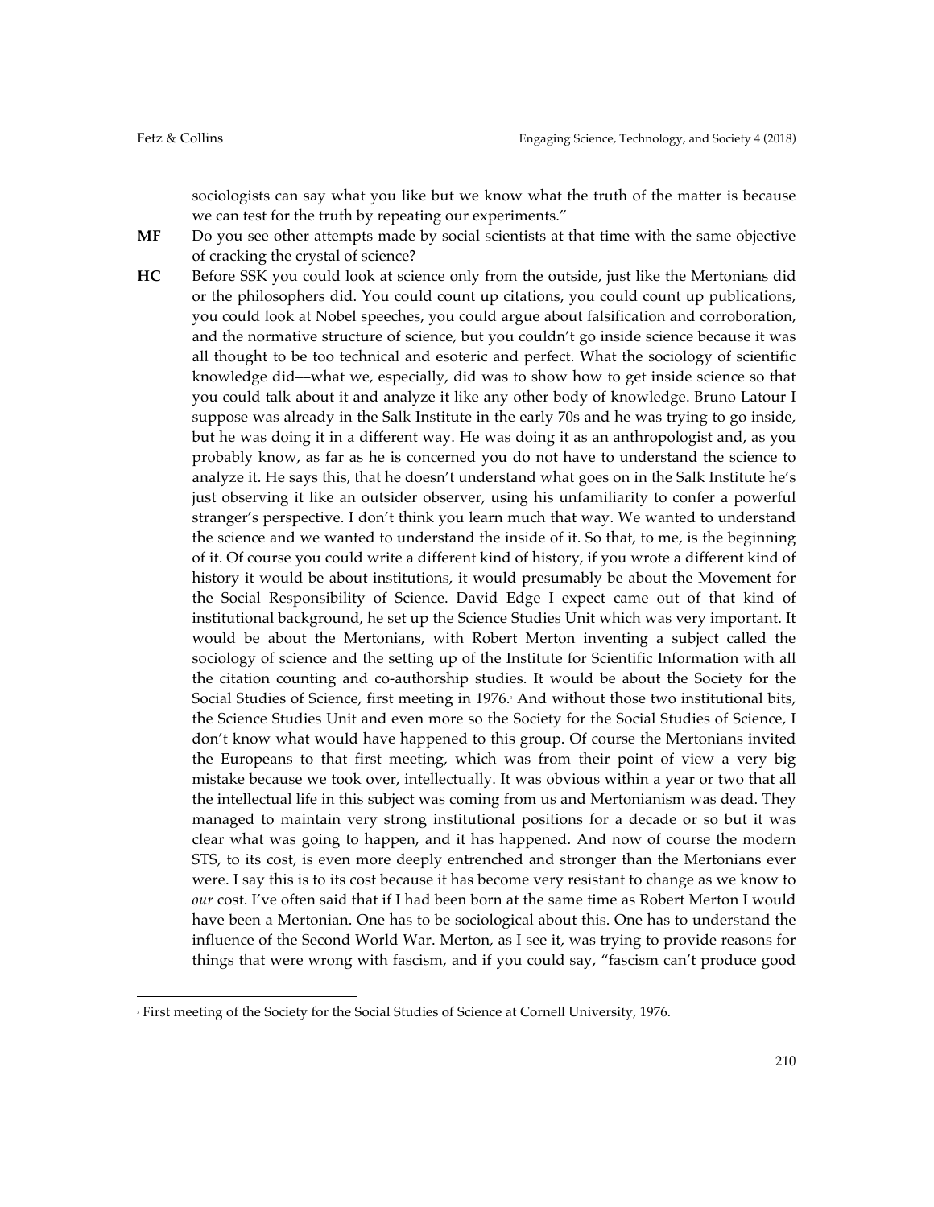sociologists can say what you like but we know what the truth of the matter is because we can test for the truth by repeating our experiments."

**MF** Do you see other attempts made by social scientists at that time with the same objective of cracking the crystal of science?

**HC** Before SSK you could look at science only from the outside, just like the Mertonians did or the philosophers did. You could count up citations, you could count up publications, you could look at Nobel speeches, you could argue about falsification and corroboration, and the normative structure of science, but you couldn't go inside science because it was all thought to be too technical and esoteric and perfect. What the sociology of scientific knowledge did—what we, especially, did was to show how to get inside science so that you could talk about it and analyze it like any other body of knowledge. Bruno Latour I suppose was already in the Salk Institute in the early 70s and he was trying to go inside, but he was doing it in a different way. He was doing it as an anthropologist and, as you probably know, as far as he is concerned you do not have to understand the science to analyze it. He says this, that he doesn't understand what goes on in the Salk Institute he's just observing it like an outsider observer, using his unfamiliarity to confer a powerful stranger's perspective. I don't think you learn much that way. We wanted to understand the science and we wanted to understand the inside of it. So that, to me, is the beginning of it. Of course you could write a different kind of history, if you wrote a different kind of history it would be about institutions, it would presumably be about the Movement for the Social Responsibility of Science. David Edge I expect came out of that kind of institutional background, he set up the Science Studies Unit which was very important. It would be about the Mertonians, with Robert Merton inventing a subject called the sociology of science and the setting up of the Institute for Scientific Information with all the citation counting and co-authorship studies. It would be about the Society for the Social Studies of Science, first meeting in 1976.[3] And without those two institutional bits, the Science Studies Unit and even more so the Society for the Social Studies of Science, I don't know what would have happened to this group. Of course the Mertonians invited the Europeans to that first meeting, which was from their point of view a very big mistake because we took over, intellectually. It was obvious within a year or two that all the intellectual life in this subject was coming from us and Mertonianism was dead. They managed to maintain very strong institutional positions for a decade or so but it was clear what was going to happen, and it has happened. And now of course the modern STS, to its cost, is even more deeply entrenched and stronger than the Mertonians ever were. I say this is to its cost because it has become very resistant to change as we know to *our* cost. I've often said that if I had been born at the same time as Robert Merton I would have been a Mertonian. One has to be sociological about this. One has to understand the influence of the Second World War. Merton, as I see it, was trying to provide reasons for things that were wrong with fascism, and if you could say, "fascism can't produce good

[3] First meeting of the Society for the Social Studies of Science at Cornell University, 1976.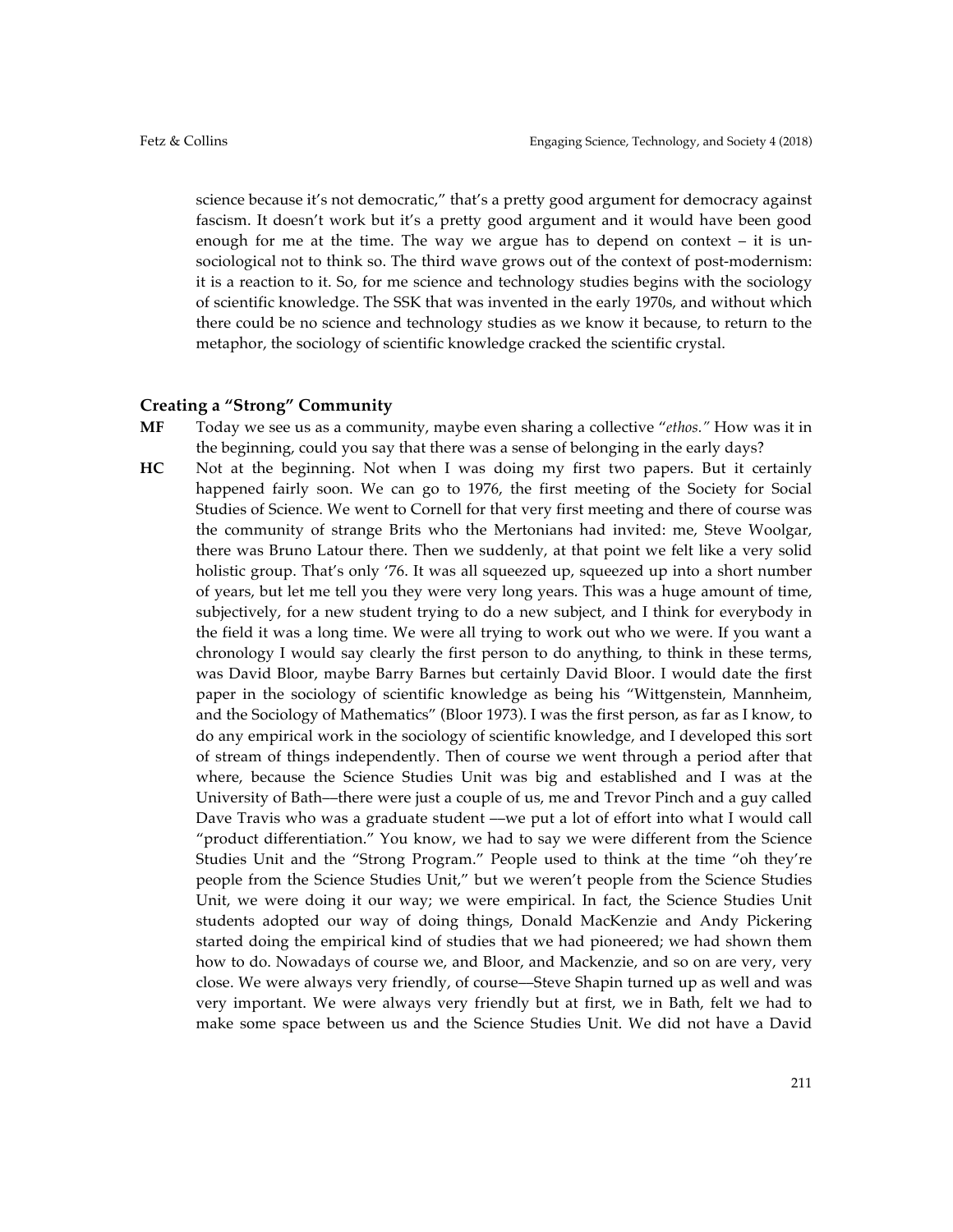science because it's not democratic," that's a pretty good argument for democracy against fascism. It doesn't work but it's a pretty good argument and it would have been good enough for me at the time. The way we argue has to depend on context – it is un-sociological not to think so. The third wave grows out of the context of post-modernism: it is a reaction to it. So, for me science and technology studies begins with the sociology of scientific knowledge. The SSK that was invented in the early 1970s, and without which there could be no science and technology studies as we know it because, to return to the metaphor, the sociology of scientific knowledge cracked the scientific crystal.

## Creating a "Strong" Community

**MF** Today we see us as a community, maybe even sharing a collective "*ethos.*" How was it in the beginning, could you say that there was a sense of belonging in the early days?

**HC** Not at the beginning. Not when I was doing my first two papers. But it certainly happened fairly soon. We can go to 1976, the first meeting of the Society for Social Studies of Science. We went to Cornell for that very first meeting and there of course was the community of strange Brits who the Mertonians had invited: me, Steve Woolgar, there was Bruno Latour there. Then we suddenly, at that point we felt like a very solid holistic group. That's only '76. It was all squeezed up, squeezed up into a short number of years, but let me tell you they were very long years. This was a huge amount of time, subjectively, for a new student trying to do a new subject, and I think for everybody in the field it was a long time. We were all trying to work out who we were. If you want a chronology I would say clearly the first person to do anything, to think in these terms, was David Bloor, maybe Barry Barnes but certainly David Bloor. I would date the first paper in the sociology of scientific knowledge as being his "Wittgenstein, Mannheim, and the Sociology of Mathematics" (Bloor 1973). I was the first person, as far as I know, to do any empirical work in the sociology of scientific knowledge, and I developed this sort of stream of things independently. Then of course we went through a period after that where, because the Science Studies Unit was big and established and I was at the University of Bath—there were just a couple of us, me and Trevor Pinch and a guy called Dave Travis who was a graduate student —we put a lot of effort into what I would call "product differentiation." You know, we had to say we were different from the Science Studies Unit and the "Strong Program." People used to think at the time "oh they're people from the Science Studies Unit," but we weren't people from the Science Studies Unit, we were doing it our way; we were empirical. In fact, the Science Studies Unit students adopted our way of doing things, Donald MacKenzie and Andy Pickering started doing the empirical kind of studies that we had pioneered; we had shown them how to do. Nowadays of course we, and Bloor, and Mackenzie, and so on are very, very close. We were always very friendly, of course—Steve Shapin turned up as well and was very important. We were always very friendly but at first, we in Bath, felt we had to make some space between us and the Science Studies Unit. We did not have a David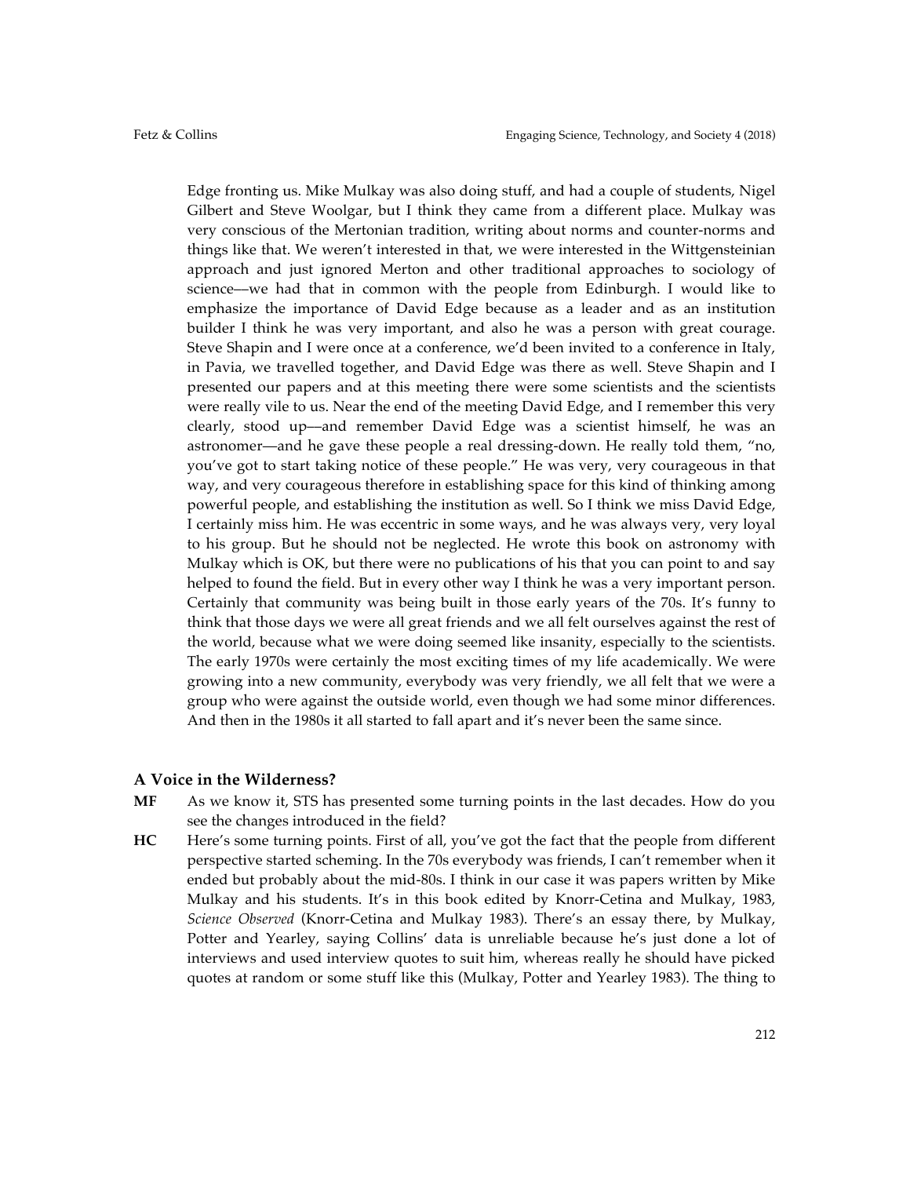Edge fronting us. Mike Mulkay was also doing stuff, and had a couple of students, Nigel Gilbert and Steve Woolgar, but I think they came from a different place. Mulkay was very conscious of the Mertonian tradition, writing about norms and counter-norms and things like that. We weren't interested in that, we were interested in the Wittgensteinian approach and just ignored Merton and other traditional approaches to sociology of science—we had that in common with the people from Edinburgh. I would like to emphasize the importance of David Edge because as a leader and as an institution builder I think he was very important, and also he was a person with great courage. Steve Shapin and I were once at a conference, we'd been invited to a conference in Italy, in Pavia, we travelled together, and David Edge was there as well. Steve Shapin and I presented our papers and at this meeting there were some scientists and the scientists were really vile to us. Near the end of the meeting David Edge, and I remember this very clearly, stood up—and remember David Edge was a scientist himself, he was an astronomer—and he gave these people a real dressing-down. He really told them, "no, you've got to start taking notice of these people." He was very, very courageous in that way, and very courageous therefore in establishing space for this kind of thinking among powerful people, and establishing the institution as well. So I think we miss David Edge, I certainly miss him. He was eccentric in some ways, and he was always very, very loyal to his group. But he should not be neglected. He wrote this book on astronomy with Mulkay which is OK, but there were no publications of his that you can point to and say helped to found the field. But in every other way I think he was a very important person. Certainly that community was being built in those early years of the 70s. It's funny to think that those days we were all great friends and we all felt ourselves against the rest of the world, because what we were doing seemed like insanity, especially to the scientists. The early 1970s were certainly the most exciting times of my life academically. We were growing into a new community, everybody was very friendly, we all felt that we were a group who were against the outside world, even though we had some minor differences. And then in the 1980s it all started to fall apart and it's never been the same since.

### A Voice in the Wilderness?

**MF** As we know it, STS has presented some turning points in the last decades. How do you see the changes introduced in the field?

**HC** Here's some turning points. First of all, you've got the fact that the people from different perspective started scheming. In the 70s everybody was friends, I can't remember when it ended but probably about the mid-80s. I think in our case it was papers written by Mike Mulkay and his students. It's in this book edited by Knorr-Cetina and Mulkay, 1983, *Science Observed* (Knorr-Cetina and Mulkay 1983). There's an essay there, by Mulkay, Potter and Yearley, saying Collins' data is unreliable because he's just done a lot of interviews and used interview quotes to suit him, whereas really he should have picked quotes at random or some stuff like this (Mulkay, Potter and Yearley 1983). The thing to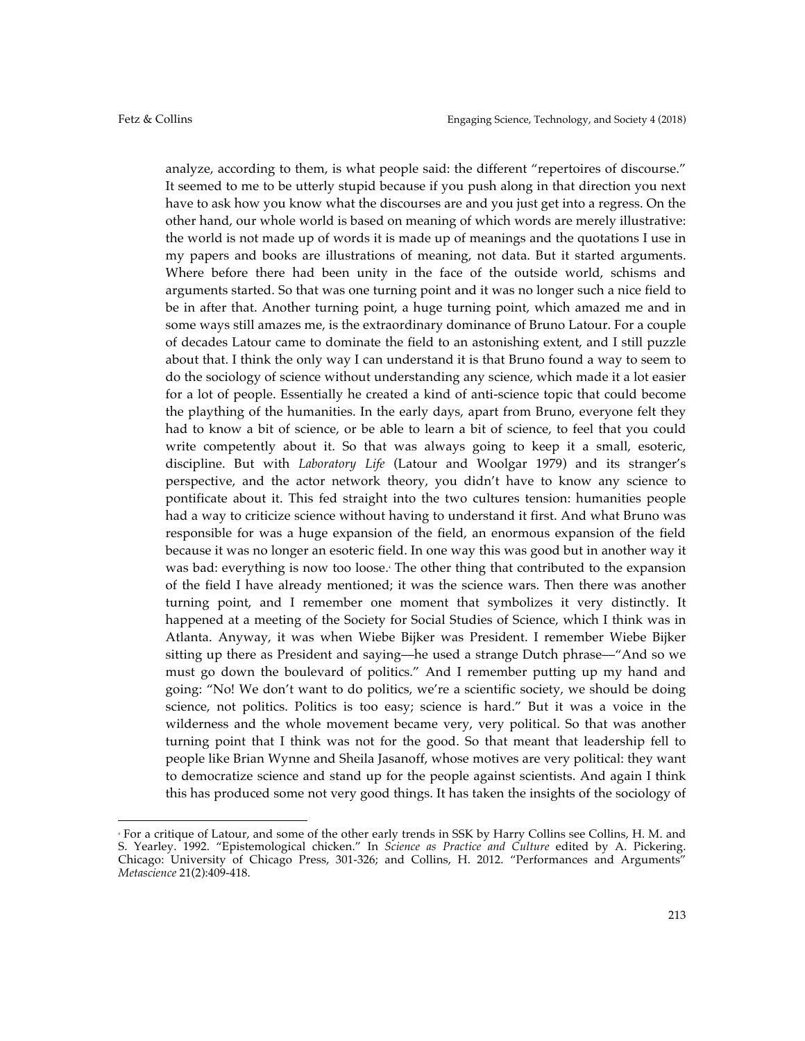analyze, according to them, is what people said: the different "repertoires of discourse." It seemed to me to be utterly stupid because if you push along in that direction you next have to ask how you know what the discourses are and you just get into a regress. On the other hand, our whole world is based on meaning of which words are merely illustrative: the world is not made up of words it is made up of meanings and the quotations I use in my papers and books are illustrations of meaning, not data. But it started arguments. Where before there had been unity in the face of the outside world, schisms and arguments started. So that was one turning point and it was no longer such a nice field to be in after that. Another turning point, a huge turning point, which amazed me and in some ways still amazes me, is the extraordinary dominance of Bruno Latour. For a couple of decades Latour came to dominate the field to an astonishing extent, and I still puzzle about that. I think the only way I can understand it is that Bruno found a way to seem to do the sociology of science without understanding any science, which made it a lot easier for a lot of people. Essentially he created a kind of anti-science topic that could become the plaything of the humanities. In the early days, apart from Bruno, everyone felt they had to know a bit of science, or be able to learn a bit of science, to feel that you could write competently about it. So that was always going to keep it a small, esoteric, discipline. But with *Laboratory Life* (Latour and Woolgar 1979) and its stranger's perspective, and the actor network theory, you didn't have to know any science to pontificate about it. This fed straight into the two cultures tension: humanities people had a way to criticize science without having to understand it first. And what Bruno was responsible for was a huge expansion of the field, an enormous expansion of the field because it was no longer an esoteric field. In one way this was good but in another way it was bad: everything is now too loose.[4] The other thing that contributed to the expansion of the field I have already mentioned; it was the science wars. Then there was another turning point, and I remember one moment that symbolizes it very distinctly. It happened at a meeting of the Society for Social Studies of Science, which I think was in Atlanta. Anyway, it was when Wiebe Bijker was President. I remember Wiebe Bijker sitting up there as President and saying—he used a strange Dutch phrase—"And so we must go down the boulevard of politics." And I remember putting up my hand and going: "No! We don't want to do politics, we're a scientific society, we should be doing science, not politics. Politics is too easy; science is hard." But it was a voice in the wilderness and the whole movement became very, very political. So that was another turning point that I think was not for the good. So that meant that leadership fell to people like Brian Wynne and Sheila Jasanoff, whose motives are very political: they want to democratize science and stand up for the people against scientists. And again I think this has produced some not very good things. It has taken the insights of the sociology of

[4] For a critique of Latour, and some of the other early trends in SSK by Harry Collins see Collins, H. M. and S. Yearley. 1992. "Epistemological chicken." In *Science as Practice and Culture* edited by A. Pickering. Chicago: University of Chicago Press, 301-326; and Collins, H. 2012. "Performances and Arguments" *Metascience* 21(2):409-418.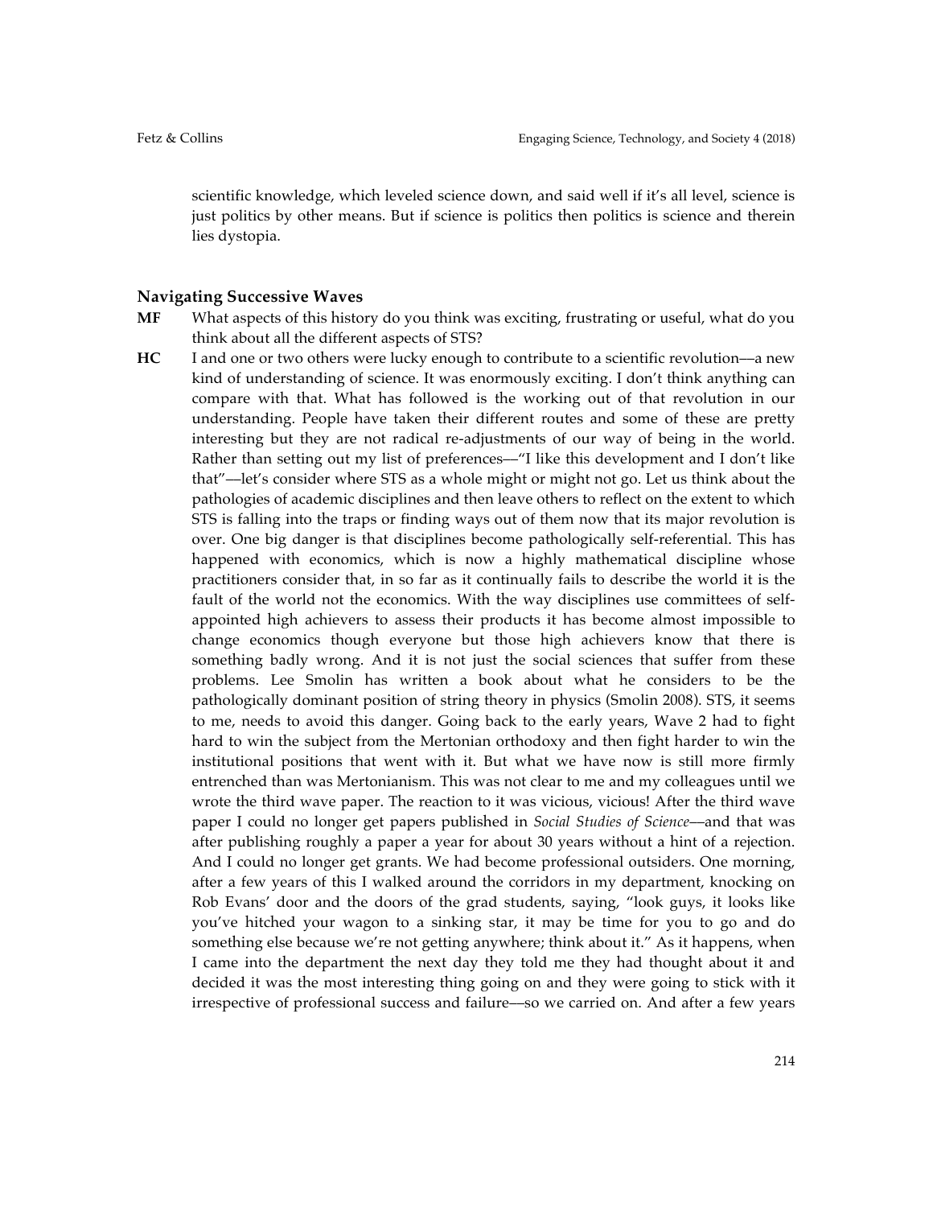scientific knowledge, which leveled science down, and said well if it's all level, science is just politics by other means. But if science is politics then politics is science and therein lies dystopia.

### Navigating Successive Waves

**MF** What aspects of this history do you think was exciting, frustrating or useful, what do you think about all the different aspects of STS?

**HC** I and one or two others were lucky enough to contribute to a scientific revolution—a new kind of understanding of science. It was enormously exciting. I don't think anything can compare with that. What has followed is the working out of that revolution in our understanding. People have taken their different routes and some of these are pretty interesting but they are not radical re-adjustments of our way of being in the world. Rather than setting out my list of preferences—"I like this development and I don't like that"—let's consider where STS as a whole might or might not go. Let us think about the pathologies of academic disciplines and then leave others to reflect on the extent to which STS is falling into the traps or finding ways out of them now that its major revolution is over. One big danger is that disciplines become pathologically self-referential. This has happened with economics, which is now a highly mathematical discipline whose practitioners consider that, in so far as it continually fails to describe the world it is the fault of the world not the economics. With the way disciplines use committees of self-appointed high achievers to assess their products it has become almost impossible to change economics though everyone but those high achievers know that there is something badly wrong. And it is not just the social sciences that suffer from these problems. Lee Smolin has written a book about what he considers to be the pathologically dominant position of string theory in physics (Smolin 2008). STS, it seems to me, needs to avoid this danger. Going back to the early years, Wave 2 had to fight hard to win the subject from the Mertonian orthodoxy and then fight harder to win the institutional positions that went with it. But what we have now is still more firmly entrenched than was Mertonianism. This was not clear to me and my colleagues until we wrote the third wave paper. The reaction to it was vicious, vicious! After the third wave paper I could no longer get papers published in *Social Studies of Science*—and that was after publishing roughly a paper a year for about 30 years without a hint of a rejection. And I could no longer get grants. We had become professional outsiders. One morning, after a few years of this I walked around the corridors in my department, knocking on Rob Evans' door and the doors of the grad students, saying, "look guys, it looks like you've hitched your wagon to a sinking star, it may be time for you to go and do something else because we're not getting anywhere; think about it." As it happens, when I came into the department the next day they told me they had thought about it and decided it was the most interesting thing going on and they were going to stick with it irrespective of professional success and failure—so we carried on. And after a few years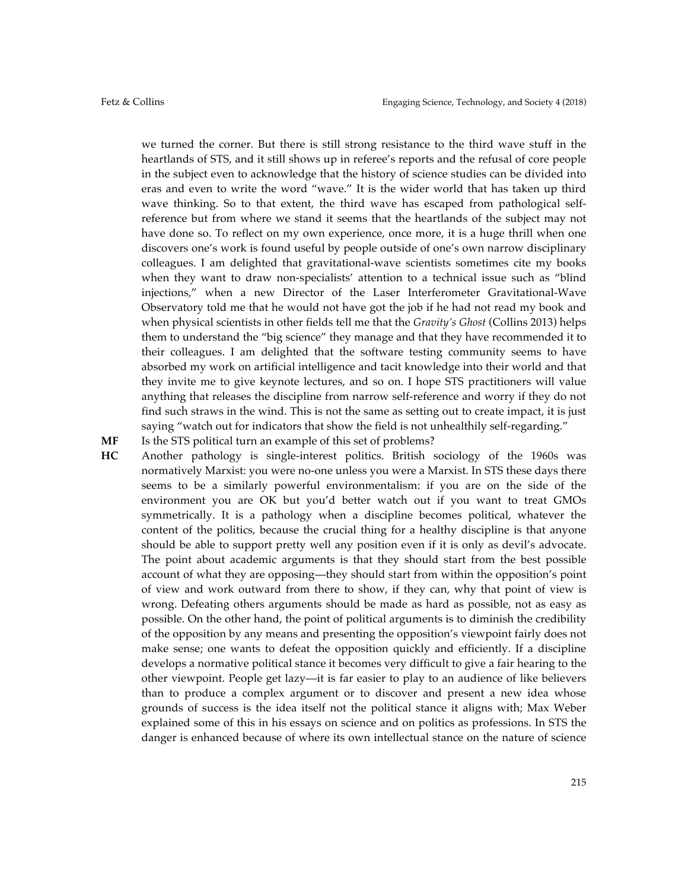we turned the corner. But there is still strong resistance to the third wave stuff in the heartlands of STS, and it still shows up in referee's reports and the refusal of core people in the subject even to acknowledge that the history of science studies can be divided into eras and even to write the word "wave." It is the wider world that has taken up third wave thinking. So to that extent, the third wave has escaped from pathological self-reference but from where we stand it seems that the heartlands of the subject may not have done so. To reflect on my own experience, once more, it is a huge thrill when one discovers one's work is found useful by people outside of one's own narrow disciplinary colleagues. I am delighted that gravitational-wave scientists sometimes cite my books when they want to draw non-specialists' attention to a technical issue such as "blind injections," when a new Director of the Laser Interferometer Gravitational-Wave Observatory told me that he would not have got the job if he had not read my book and when physical scientists in other fields tell me that the *Gravity's Ghost* (Collins 2013) helps them to understand the "big science" they manage and that they have recommended it to their colleagues. I am delighted that the software testing community seems to have absorbed my work on artificial intelligence and tacit knowledge into their world and that they invite me to give keynote lectures, and so on. I hope STS practitioners will value anything that releases the discipline from narrow self-reference and worry if they do not find such straws in the wind. This is not the same as setting out to create impact, it is just saying "watch out for indicators that show the field is not unhealthily self-regarding."

**MF** Is the STS political turn an example of this set of problems?

**HC** Another pathology is single-interest politics. British sociology of the 1960s was normatively Marxist: you were no-one unless you were a Marxist. In STS these days there seems to be a similarly powerful environmentalism: if you are on the side of the environment you are OK but you'd better watch out if you want to treat GMOs symmetrically. It is a pathology when a discipline becomes political, whatever the content of the politics, because the crucial thing for a healthy discipline is that anyone should be able to support pretty well any position even if it is only as devil's advocate. The point about academic arguments is that they should start from the best possible account of what they are opposing—they should start from within the opposition's point of view and work outward from there to show, if they can, why that point of view is wrong. Defeating others arguments should be made as hard as possible, not as easy as possible. On the other hand, the point of political arguments is to diminish the credibility of the opposition by any means and presenting the opposition's viewpoint fairly does not make sense; one wants to defeat the opposition quickly and efficiently. If a discipline develops a normative political stance it becomes very difficult to give a fair hearing to the other viewpoint. People get lazy—it is far easier to play to an audience of like believers than to produce a complex argument or to discover and present a new idea whose grounds of success is the idea itself not the political stance it aligns with; Max Weber explained some of this in his essays on science and on politics as professions. In STS the danger is enhanced because of where its own intellectual stance on the nature of science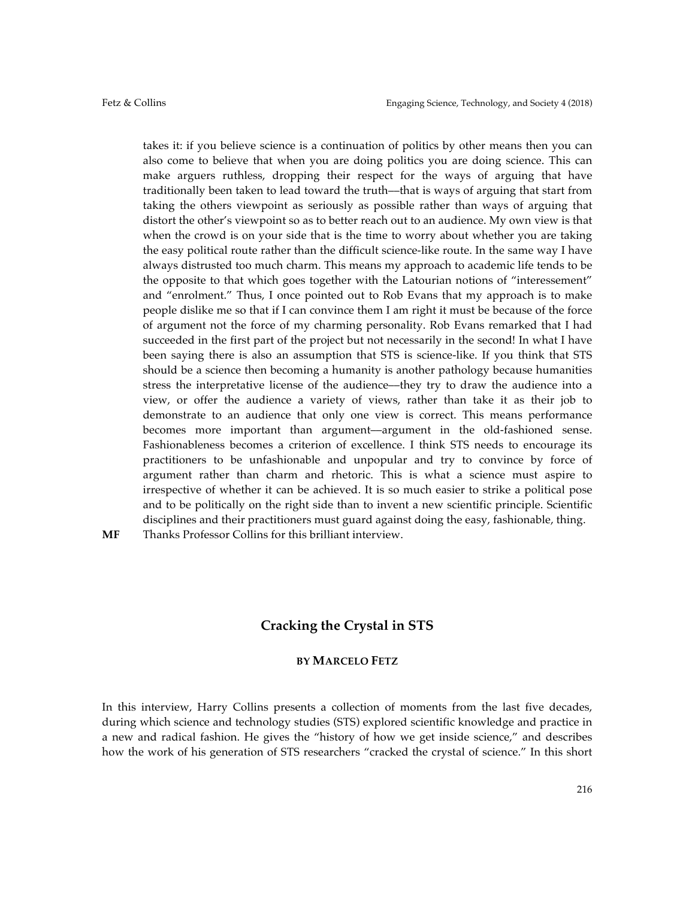takes it: if you believe science is a continuation of politics by other means then you can also come to believe that when you are doing politics you are doing science. This can make arguers ruthless, dropping their respect for the ways of arguing that have traditionally been taken to lead toward the truth—that is ways of arguing that start from taking the others viewpoint as seriously as possible rather than ways of arguing that distort the other's viewpoint so as to better reach out to an audience. My own view is that when the crowd is on your side that is the time to worry about whether you are taking the easy political route rather than the difficult science-like route. In the same way I have always distrusted too much charm. This means my approach to academic life tends to be the opposite to that which goes together with the Latourian notions of "interessement" and "enrolment." Thus, I once pointed out to Rob Evans that my approach is to make people dislike me so that if I can convince them I am right it must be because of the force of argument not the force of my charming personality. Rob Evans remarked that I had succeeded in the first part of the project but not necessarily in the second! In what I have been saying there is also an assumption that STS is science-like. If you think that STS should be a science then becoming a humanity is another pathology because humanities stress the interpretative license of the audience—they try to draw the audience into a view, or offer the audience a variety of views, rather than take it as their job to demonstrate to an audience that only one view is correct. This means performance becomes more important than argument—argument in the old-fashioned sense. Fashionableness becomes a criterion of excellence. I think STS needs to encourage its practitioners to be unfashionable and unpopular and try to convince by force of argument rather than charm and rhetoric. This is what a science must aspire to irrespective of whether it can be achieved. It is so much easier to strike a political pose and to be politically on the right side than to invent a new scientific principle. Scientific disciplines and their practitioners must guard against doing the easy, fashionable, thing.

**MF** Thanks Professor Collins for this brilliant interview.

## Cracking the Crystal in STS

**BY MARCELO FETZ**

In this interview, Harry Collins presents a collection of moments from the last five decades, during which science and technology studies (STS) explored scientific knowledge and practice in a new and radical fashion. He gives the "history of how we get inside science," and describes how the work of his generation of STS researchers "cracked the crystal of science." In this short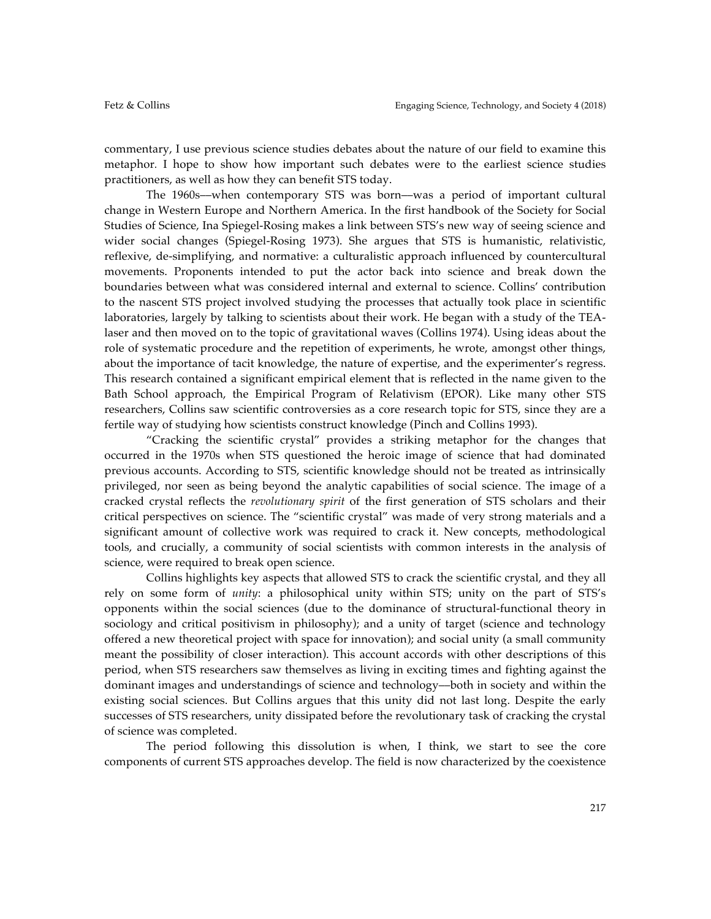commentary, I use previous science studies debates about the nature of our field to examine this metaphor. I hope to show how important such debates were to the earliest science studies practitioners, as well as how they can benefit STS today.

The 1960s—when contemporary STS was born—was a period of important cultural change in Western Europe and Northern America. In the first handbook of the Society for Social Studies of Science, Ina Spiegel-Rosing makes a link between STS's new way of seeing science and wider social changes (Spiegel-Rosing 1973). She argues that STS is humanistic, relativistic, reflexive, de-simplifying, and normative: a culturalistic approach influenced by countercultural movements. Proponents intended to put the actor back into science and break down the boundaries between what was considered internal and external to science. Collins' contribution to the nascent STS project involved studying the processes that actually took place in scientific laboratories, largely by talking to scientists about their work. He began with a study of the TEA-laser and then moved on to the topic of gravitational waves (Collins 1974). Using ideas about the role of systematic procedure and the repetition of experiments, he wrote, amongst other things, about the importance of tacit knowledge, the nature of expertise, and the experimenter's regress. This research contained a significant empirical element that is reflected in the name given to the Bath School approach, the Empirical Program of Relativism (EPOR). Like many other STS researchers, Collins saw scientific controversies as a core research topic for STS, since they are a fertile way of studying how scientists construct knowledge (Pinch and Collins 1993).

"Cracking the scientific crystal" provides a striking metaphor for the changes that occurred in the 1970s when STS questioned the heroic image of science that had dominated previous accounts. According to STS, scientific knowledge should not be treated as intrinsically privileged, nor seen as being beyond the analytic capabilities of social science. The image of a cracked crystal reflects the *revolutionary spirit* of the first generation of STS scholars and their critical perspectives on science. The "scientific crystal" was made of very strong materials and a significant amount of collective work was required to crack it. New concepts, methodological tools, and crucially, a community of social scientists with common interests in the analysis of science, were required to break open science.

Collins highlights key aspects that allowed STS to crack the scientific crystal, and they all rely on some form of *unity*: a philosophical unity within STS; unity on the part of STS's opponents within the social sciences (due to the dominance of structural-functional theory in sociology and critical positivism in philosophy); and a unity of target (science and technology offered a new theoretical project with space for innovation); and social unity (a small community meant the possibility of closer interaction). This account accords with other descriptions of this period, when STS researchers saw themselves as living in exciting times and fighting against the dominant images and understandings of science and technology—both in society and within the existing social sciences. But Collins argues that this unity did not last long. Despite the early successes of STS researchers, unity dissipated before the revolutionary task of cracking the crystal of science was completed.

The period following this dissolution is when, I think, we start to see the core components of current STS approaches develop. The field is now characterized by the coexistence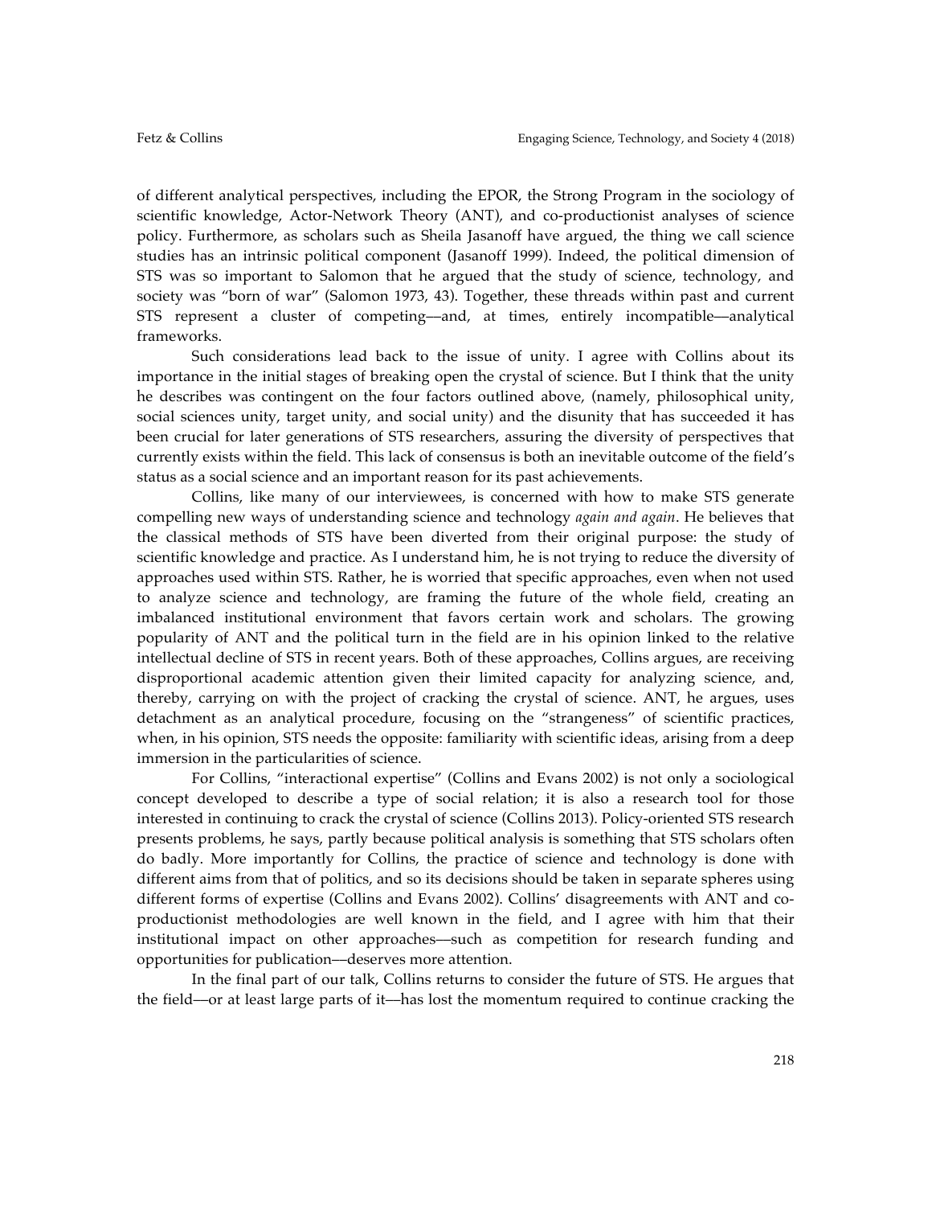of different analytical perspectives, including the EPOR, the Strong Program in the sociology of scientific knowledge, Actor-Network Theory (ANT), and co-productionist analyses of science policy. Furthermore, as scholars such as Sheila Jasanoff have argued, the thing we call science studies has an intrinsic political component (Jasanoff 1999). Indeed, the political dimension of STS was so important to Salomon that he argued that the study of science, technology, and society was "born of war" (Salomon 1973, 43). Together, these threads within past and current STS represent a cluster of competing—and, at times, entirely incompatible—analytical frameworks.

Such considerations lead back to the issue of unity. I agree with Collins about its importance in the initial stages of breaking open the crystal of science. But I think that the unity he describes was contingent on the four factors outlined above, (namely, philosophical unity, social sciences unity, target unity, and social unity) and the disunity that has succeeded it has been crucial for later generations of STS researchers, assuring the diversity of perspectives that currently exists within the field. This lack of consensus is both an inevitable outcome of the field's status as a social science and an important reason for its past achievements.

Collins, like many of our interviewees, is concerned with how to make STS generate compelling new ways of understanding science and technology *again and again*. He believes that the classical methods of STS have been diverted from their original purpose: the study of scientific knowledge and practice. As I understand him, he is not trying to reduce the diversity of approaches used within STS. Rather, he is worried that specific approaches, even when not used to analyze science and technology, are framing the future of the whole field, creating an imbalanced institutional environment that favors certain work and scholars. The growing popularity of ANT and the political turn in the field are in his opinion linked to the relative intellectual decline of STS in recent years. Both of these approaches, Collins argues, are receiving disproportional academic attention given their limited capacity for analyzing science, and, thereby, carrying on with the project of cracking the crystal of science. ANT, he argues, uses detachment as an analytical procedure, focusing on the "strangeness" of scientific practices, when, in his opinion, STS needs the opposite: familiarity with scientific ideas, arising from a deep immersion in the particularities of science.

For Collins, "interactional expertise" (Collins and Evans 2002) is not only a sociological concept developed to describe a type of social relation; it is also a research tool for those interested in continuing to crack the crystal of science (Collins 2013). Policy-oriented STS research presents problems, he says, partly because political analysis is something that STS scholars often do badly. More importantly for Collins, the practice of science and technology is done with different aims from that of politics, and so its decisions should be taken in separate spheres using different forms of expertise (Collins and Evans 2002). Collins' disagreements with ANT and co-productionist methodologies are well known in the field, and I agree with him that their institutional impact on other approaches—such as competition for research funding and opportunities for publication—deserves more attention.

In the final part of our talk, Collins returns to consider the future of STS. He argues that the field—or at least large parts of it—has lost the momentum required to continue cracking the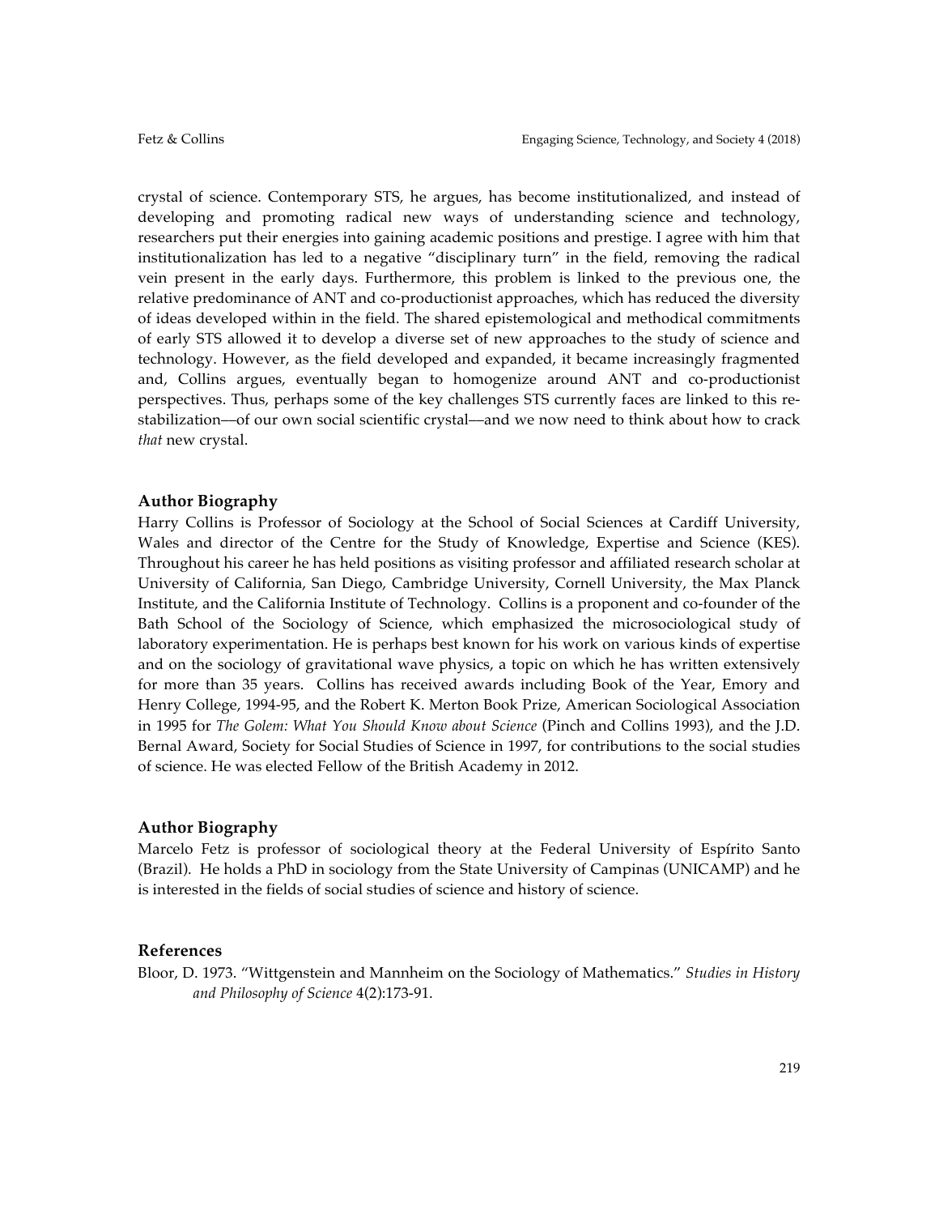crystal of science. Contemporary STS, he argues, has become institutionalized, and instead of developing and promoting radical new ways of understanding science and technology, researchers put their energies into gaining academic positions and prestige. I agree with him that institutionalization has led to a negative "disciplinary turn" in the field, removing the radical vein present in the early days. Furthermore, this problem is linked to the previous one, the relative predominance of ANT and co-productionist approaches, which has reduced the diversity of ideas developed within in the field. The shared epistemological and methodical commitments of early STS allowed it to develop a diverse set of new approaches to the study of science and technology. However, as the field developed and expanded, it became increasingly fragmented and, Collins argues, eventually began to homogenize around ANT and co-productionist perspectives. Thus, perhaps some of the key challenges STS currently faces are linked to this re-stabilization—of our own social scientific crystal—and we now need to think about how to crack *that* new crystal.

## Author Biography

Harry Collins is Professor of Sociology at the School of Social Sciences at Cardiff University, Wales and director of the Centre for the Study of Knowledge, Expertise and Science (KES). Throughout his career he has held positions as visiting professor and affiliated research scholar at University of California, San Diego, Cambridge University, Cornell University, the Max Planck Institute, and the California Institute of Technology. Collins is a proponent and co-founder of the Bath School of the Sociology of Science, which emphasized the microsociological study of laboratory experimentation. He is perhaps best known for his work on various kinds of expertise and on the sociology of gravitational wave physics, a topic on which he has written extensively for more than 35 years. Collins has received awards including Book of the Year, Emory and Henry College, 1994-95, and the Robert K. Merton Book Prize, American Sociological Association in 1995 for *The Golem: What You Should Know about Science* (Pinch and Collins 1993), and the J.D. Bernal Award, Society for Social Studies of Science in 1997, for contributions to the social studies of science. He was elected Fellow of the British Academy in 2012.

## Author Biography

Marcelo Fetz is professor of sociological theory at the Federal University of Espírito Santo (Brazil). He holds a PhD in sociology from the State University of Campinas (UNICAMP) and he is interested in the fields of social studies of science and history of science.

## References

Bloor, D. 1973. "Wittgenstein and Mannheim on the Sociology of Mathematics." *Studies in History and Philosophy of Science* 4(2):173-91.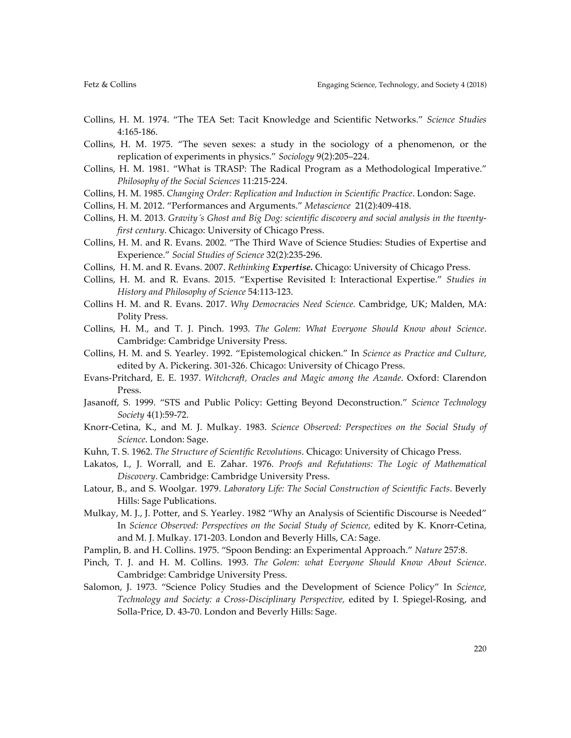Collins, H. M. 1974. "The TEA Set: Tacit Knowledge and Scientific Networks." *Science Studies* 4:165-186.

Collins, H. M. 1975. "The seven sexes: a study in the sociology of a phenomenon, or the replication of experiments in physics." *Sociology* 9(2):205–224.

Collins, H. M. 1981. "What is TRASP: The Radical Program as a Methodological Imperative." *Philosophy of the Social Sciences* 11:215-224.

Collins, H. M. 1985. *Changing Order: Replication and Induction in Scientific Practice*. London: Sage.

Collins, H. M. 2012. "Performances and Arguments." *Metascience* 21(2):409-418.

Collins, H. M. 2013. *Gravity´s Ghost and Big Dog: scientific discovery and social analysis in the twenty-first century*. Chicago: University of Chicago Press.

Collins, H. M. and R. Evans. 2002. "The Third Wave of Science Studies: Studies of Expertise and Experience." *Social Studies of Science* 32(2):235-296.

Collins, H. M. and R. Evans. 2007. *Rethinking* ***Expertise.*** Chicago: University of Chicago Press.

Collins, H. M. and R. Evans. 2015. "Expertise Revisited I: Interactional Expertise." *Studies in History and Philosophy of Science* 54:113-123.

Collins H. M. and R. Evans. 2017. *Why Democracies Need Science.* Cambridge, UK; Malden, MA: Polity Press.

Collins, H. M., and T. J. Pinch. 1993. *The Golem: What Everyone Should Know about Science*. Cambridge: Cambridge University Press.

Collins, H. M. and S. Yearley. 1992. "Epistemological chicken." In *Science as Practice and Culture,* edited by A. Pickering. 301-326. Chicago: University of Chicago Press.

Evans-Pritchard, E. E. 1937. *Witchcraft, Oracles and Magic among the Azande*. Oxford: Clarendon Press.

Jasanoff, S. 1999. "STS and Public Policy: Getting Beyond Deconstruction." *Science Technology Society* 4(1):59-72.

Knorr-Cetina, K., and M. J. Mulkay. 1983. *Science Observed: Perspectives on the Social Study of Science*. London: Sage.

Kuhn, T. S. 1962. *The Structure of Scientific Revolutions*. Chicago: University of Chicago Press.

Lakatos, I., J. Worrall, and E. Zahar. 1976. *Proofs and Refutations: The Logic of Mathematical Discovery*. Cambridge: Cambridge University Press.

Latour, B., and S. Woolgar. 1979. *Laboratory Life: The Social Construction of Scientific Facts*. Beverly Hills: Sage Publications.

Mulkay, M. J., J. Potter, and S. Yearley. 1982 "Why an Analysis of Scientific Discourse is Needed" In *Science Observed: Perspectives on the Social Study of Science,* edited by K. Knorr-Cetina, and M. J. Mulkay. 171-203. London and Beverly Hills, CA: Sage.

Pamplin, B. and H. Collins. 1975. "Spoon Bending: an Experimental Approach." *Nature* 257:8.

Pinch, T. J. and H. M. Collins. 1993. *The Golem: what Everyone Should Know About Science*. Cambridge: Cambridge University Press.

Salomon, J. 1973. "Science Policy Studies and the Development of Science Policy" In *Science, Technology and Society: a Cross-Disciplinary Perspective,* edited by I. Spiegel-Rosing, and Solla-Price, D. 43-70. London and Beverly Hills: Sage.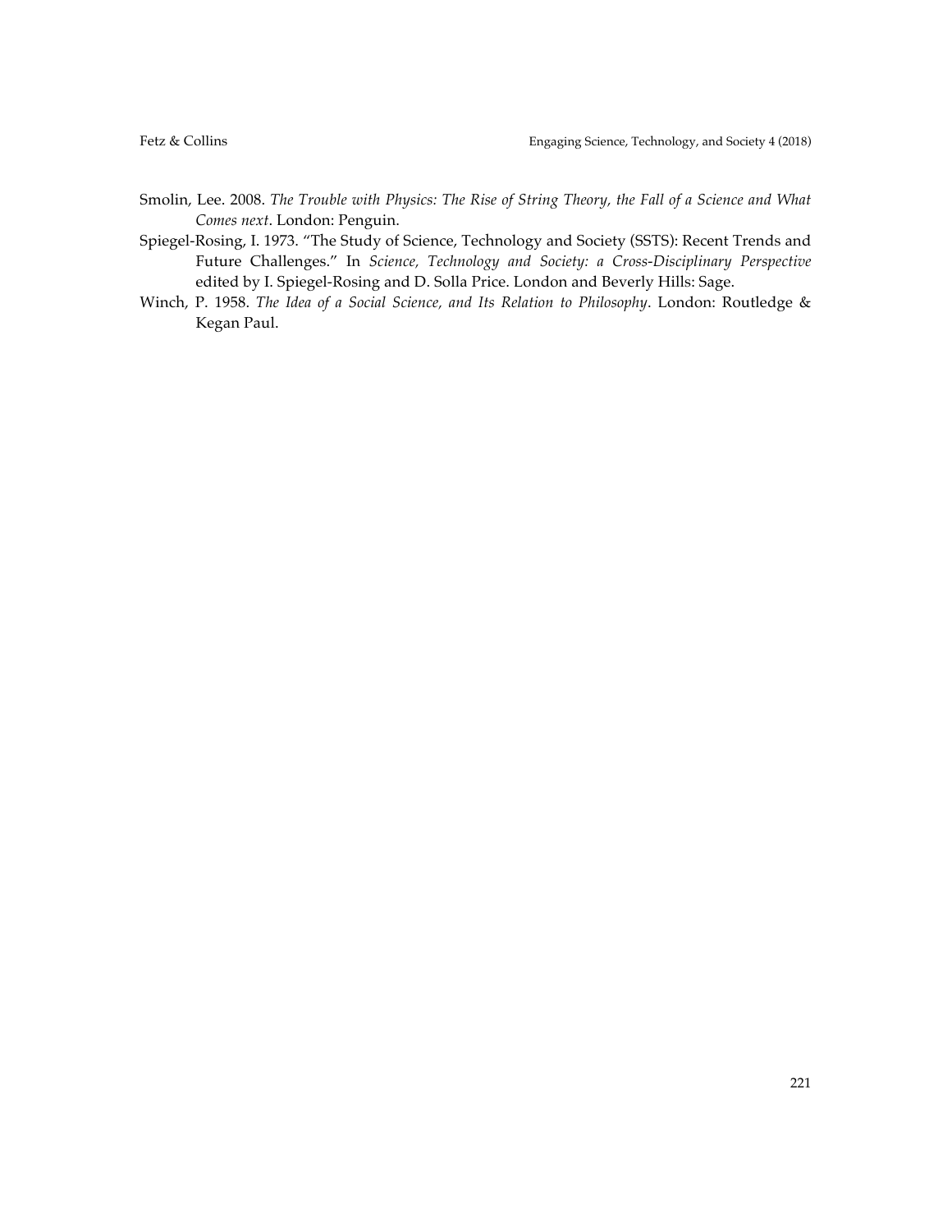Smolin, Lee. 2008. *The Trouble with Physics: The Rise of String Theory, the Fall of a Science and What Comes next*. London: Penguin.

Spiegel-Rosing, I. 1973. "The Study of Science, Technology and Society (SSTS): Recent Trends and Future Challenges." In *Science, Technology and Society: a Cross-Disciplinary Perspective* edited by I. Spiegel-Rosing and D. Solla Price. London and Beverly Hills: Sage.

Winch, P. 1958. *The Idea of a Social Science, and Its Relation to Philosophy*. London: Routledge & Kegan Paul.